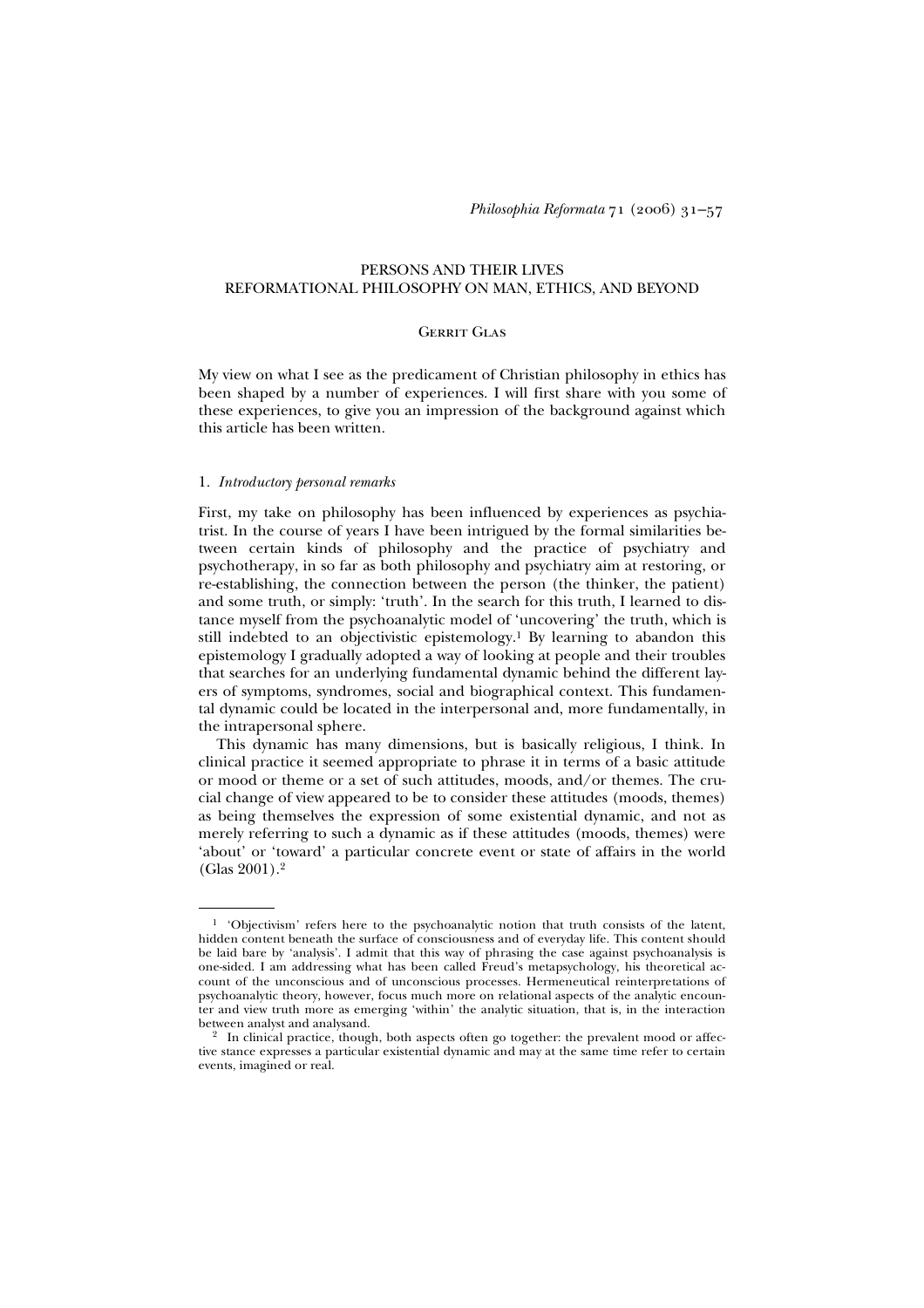# PERSONS AND THEIR LIVES
## REFORMATIONAL PHILOSOPHY ON MAN, ETHICS, AND BEYOND

GERRIT GLAS

My view on what I see as the predicament of Christian philosophy in ethics has been shaped by a number of experiences. I will first share with you some of these experiences, to give you an impression of the background against which this article has been written.

### 1. *Introductory personal remarks*

First, my take on philosophy has been influenced by experiences as psychiatrist. In the course of years I have been intrigued by the formal similarities between certain kinds of philosophy and the practice of psychiatry and psychotherapy, in so far as both philosophy and psychiatry aim at restoring, or re-establishing, the connection between the person (the thinker, the patient) and some truth, or simply: 'truth'. In the search for this truth, I learned to distance myself from the psychoanalytic model of 'uncovering' the truth, which is still indebted to an objectivistic epistemology.[1] By learning to abandon this epistemology I gradually adopted a way of looking at people and their troubles that searches for an underlying fundamental dynamic behind the different layers of symptoms, syndromes, social and biographical context. This fundamental dynamic could be located in the interpersonal and, more fundamentally, in the intrapersonal sphere.

This dynamic has many dimensions, but is basically religious, I think. In clinical practice it seemed appropriate to phrase it in terms of a basic attitude or mood or theme or a set of such attitudes, moods, and/or themes. The crucial change of view appeared to be to consider these attitudes (moods, themes) as being themselves the expression of some existential dynamic, and not as merely referring to such a dynamic as if these attitudes (moods, themes) were 'about' or 'toward' a particular concrete event or state of affairs in the world (Glas 2001).[2]

---

[1] 'Objectivism' refers here to the psychoanalytic notion that truth consists of the latent, hidden content beneath the surface of consciousness and of everyday life. This content should be laid bare by 'analysis'. I admit that this way of phrasing the case against psychoanalysis is one-sided. I am addressing what has been called Freud's metapsychology, his theoretical account of the unconscious and of unconscious processes. Hermeneutical reinterpretations of psychoanalytic theory, however, focus much more on relational aspects of the analytic encounter and view truth more as emerging 'within' the analytic situation, that is, in the interaction between analyst and analysand.

[2] In clinical practice, though, both aspects often go together: the prevalent mood or affective stance expresses a particular existential dynamic and may at the same time refer to certain events, imagined or real.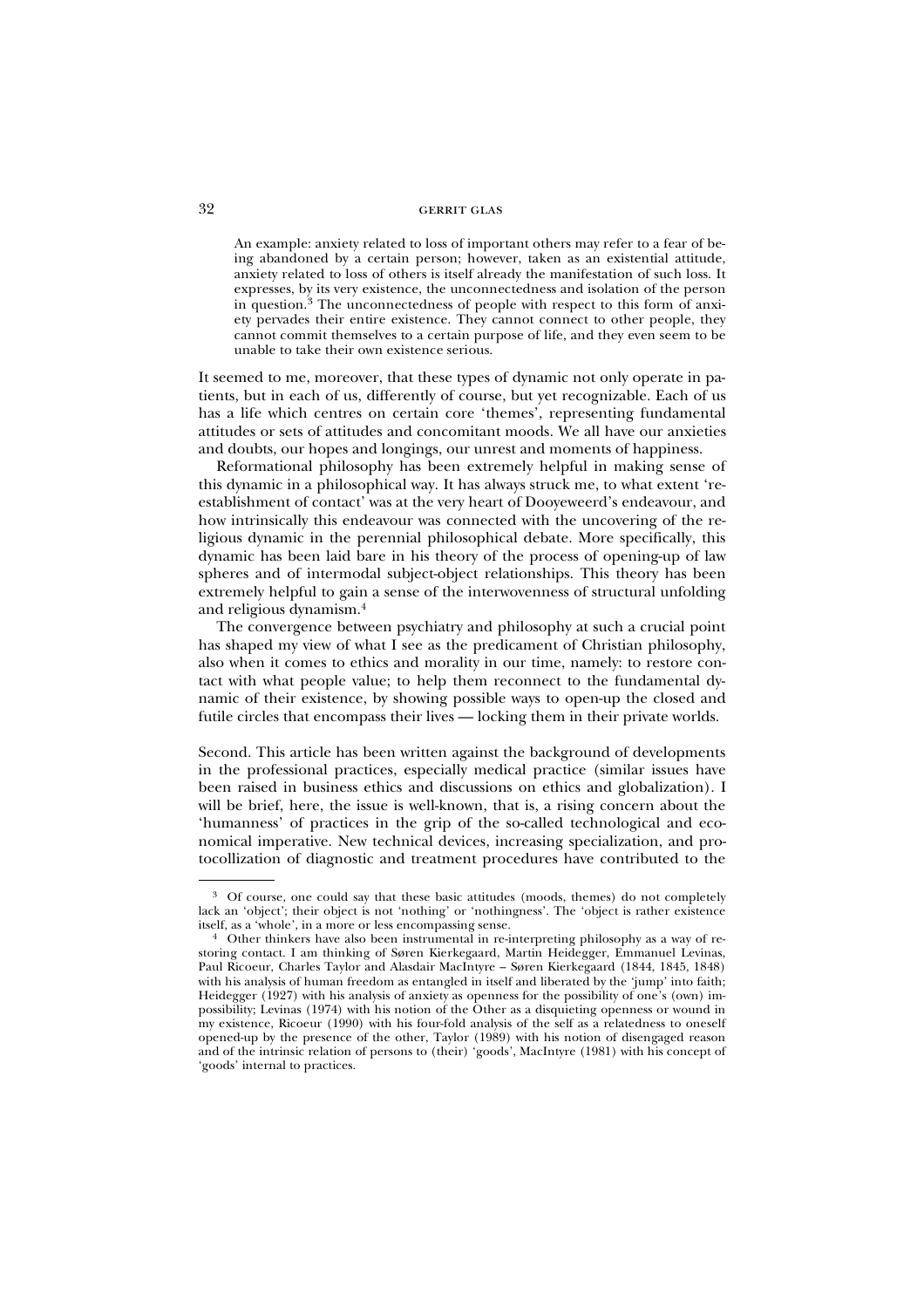> An example: anxiety related to loss of important others may refer to a fear of being abandoned by a certain person; however, taken as an existential attitude, anxiety related to loss of others is itself already the manifestation of such loss. It expresses, by its very existence, the unconnectedness and isolation of the person in question.[3] The unconnectedness of people with respect to this form of anxiety pervades their entire existence. They cannot connect to other people, they cannot commit themselves to a certain purpose of life, and they even seem to be unable to take their own existence serious.

It seemed to me, moreover, that these types of dynamic not only operate in patients, but in each of us, differently of course, but yet recognizable. Each of us has a life which centres on certain core 'themes', representing fundamental attitudes or sets of attitudes and concomitant moods. We all have our anxieties and doubts, our hopes and longings, our unrest and moments of happiness.

Reformational philosophy has been extremely helpful in making sense of this dynamic in a philosophical way. It has always struck me, to what extent 're-establishment of contact' was at the very heart of Dooyeweerd's endeavour, and how intrinsically this endeavour was connected with the uncovering of the religious dynamic in the perennial philosophical debate. More specifically, this dynamic has been laid bare in his theory of the process of opening-up of law spheres and of intermodal subject-object relationships. This theory has been extremely helpful to gain a sense of the interwovenness of structural unfolding and religious dynamism.[4]

The convergence between psychiatry and philosophy at such a crucial point has shaped my view of what I see as the predicament of Christian philosophy, also when it comes to ethics and morality in our time, namely: to restore contact with what people value; to help them reconnect to the fundamental dynamic of their existence, by showing possible ways to open-up the closed and futile circles that encompass their lives — locking them in their private worlds.

Second. This article has been written against the background of developments in the professional practices, especially medical practice (similar issues have been raised in business ethics and discussions on ethics and globalization). I will be brief, here, the issue is well-known, that is, a rising concern about the 'humanness' of practices in the grip of the so-called technological and economical imperative. New technical devices, increasing specialization, and protocollization of diagnostic and treatment procedures have contributed to the

---

[3] Of course, one could say that these basic attitudes (moods, themes) do not completely lack an 'object'; their object is not 'nothing' or 'nothingness'. The 'object is rather existence itself, as a 'whole', in a more or less encompassing sense.

[4] Other thinkers have also been instrumental in re-interpreting philosophy as a way of restoring contact. I am thinking of Søren Kierkegaard, Martin Heidegger, Emmanuel Levinas, Paul Ricoeur, Charles Taylor and Alasdair MacIntyre – Søren Kierkegaard (1844, 1845, 1848) with his analysis of human freedom as entangled in itself and liberated by the 'jump' into faith; Heidegger (1927) with his analysis of anxiety as openness for the possibility of one's (own) impossibility; Levinas (1974) with his notion of the Other as a disquieting openness or wound in my existence, Ricoeur (1990) with his four-fold analysis of the self as a relatedness to oneself opened-up by the presence of the other, Taylor (1989) with his notion of disengaged reason and of the intrinsic relation of persons to (their) 'goods', MacIntyre (1981) with his concept of 'goods' internal to practices.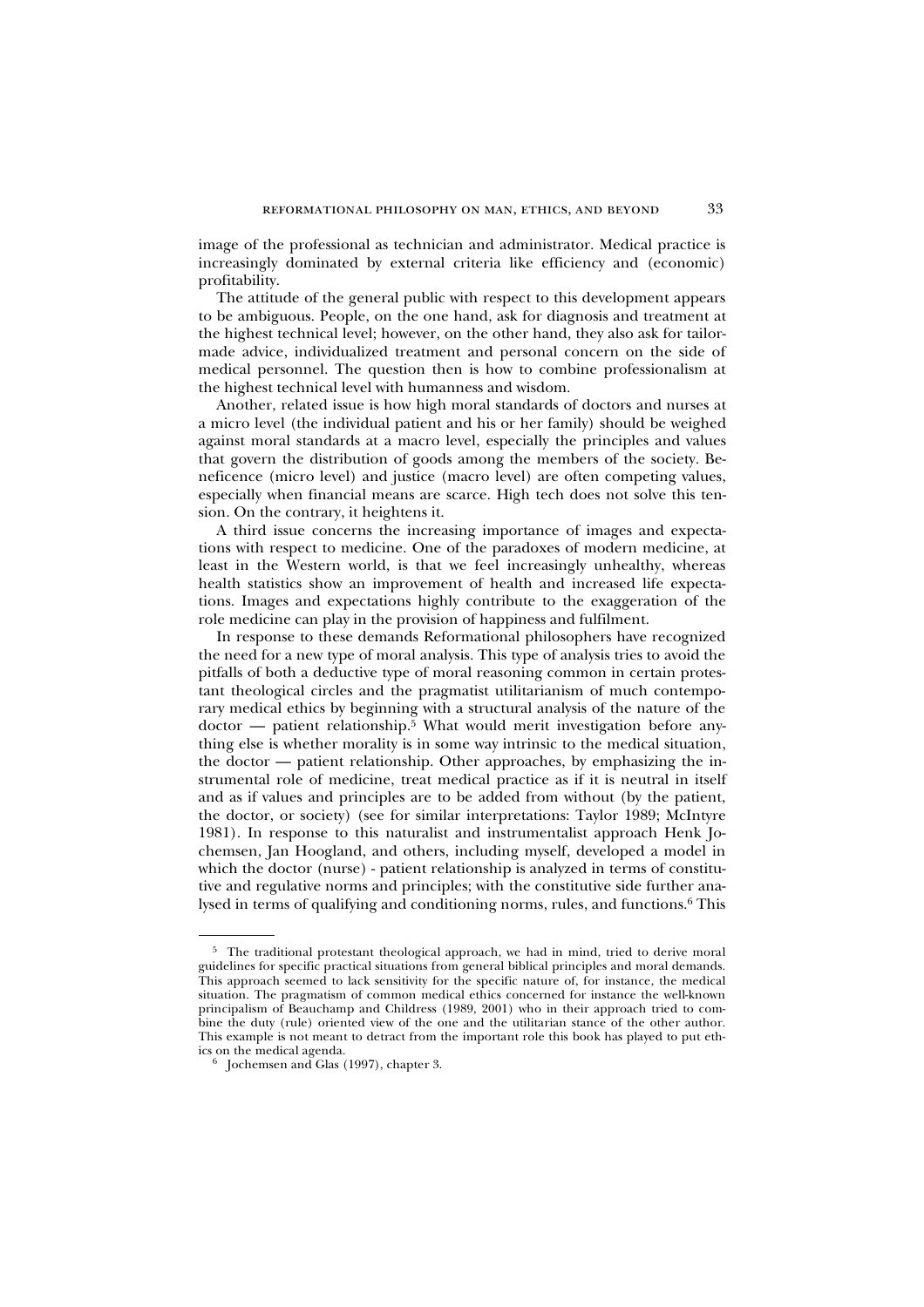image of the professional as technician and administrator. Medical practice is increasingly dominated by external criteria like efficiency and (economic) profitability.

The attitude of the general public with respect to this development appears to be ambiguous. People, on the one hand, ask for diagnosis and treatment at the highest technical level; however, on the other hand, they also ask for tailor-made advice, individualized treatment and personal concern on the side of medical personnel. The question then is how to combine professionalism at the highest technical level with humanness and wisdom.

Another, related issue is how high moral standards of doctors and nurses at a micro level (the individual patient and his or her family) should be weighed against moral standards at a macro level, especially the principles and values that govern the distribution of goods among the members of the society. Beneficence (micro level) and justice (macro level) are often competing values, especially when financial means are scarce. High tech does not solve this tension. On the contrary, it heightens it.

A third issue concerns the increasing importance of images and expectations with respect to medicine. One of the paradoxes of modern medicine, at least in the Western world, is that we feel increasingly unhealthy, whereas health statistics show an improvement of health and increased life expectations. Images and expectations highly contribute to the exaggeration of the role medicine can play in the provision of happiness and fulfilment.

In response to these demands Reformational philosophers have recognized the need for a new type of moral analysis. This type of analysis tries to avoid the pitfalls of both a deductive type of moral reasoning common in certain protestant theological circles and the pragmatist utilitarianism of much contemporary medical ethics by beginning with a structural analysis of the nature of the doctor — patient relationship.[5] What would merit investigation before anything else is whether morality is in some way intrinsic to the medical situation, the doctor — patient relationship. Other approaches, by emphasizing the instrumental role of medicine, treat medical practice as if it is neutral in itself and as if values and principles are to be added from without (by the patient, the doctor, or society) (see for similar interpretations: Taylor 1989; McIntyre 1981). In response to this naturalist and instrumentalist approach Henk Jochemsen, Jan Hoogland, and others, including myself, developed a model in which the doctor (nurse) - patient relationship is analyzed in terms of constitutive and regulative norms and principles; with the constitutive side further analysed in terms of qualifying and conditioning norms, rules, and functions.[6] This

---

[5] The traditional protestant theological approach, we had in mind, tried to derive moral guidelines for specific practical situations from general biblical principles and moral demands. This approach seemed to lack sensitivity for the specific nature of, for instance, the medical situation. The pragmatism of common medical ethics concerned for instance the well-known principalism of Beauchamp and Childress (1989, 2001) who in their approach tried to combine the duty (rule) oriented view of the one and the utilitarian stance of the other author. This example is not meant to detract from the important role this book has played to put ethics on the medical agenda.

[6] Jochemsen and Glas (1997), chapter 3.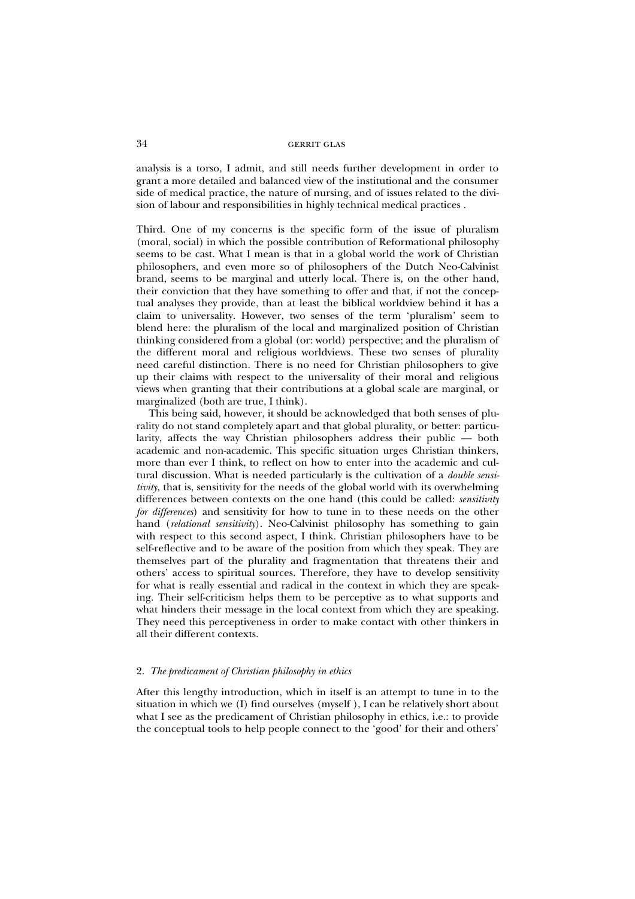analysis is a torso, I admit, and still needs further development in order to grant a more detailed and balanced view of the institutional and the consumer side of medical practice, the nature of nursing, and of issues related to the division of labour and responsibilities in highly technical medical practices .

Third. One of my concerns is the specific form of the issue of pluralism (moral, social) in which the possible contribution of Reformational philosophy seems to be cast. What I mean is that in a global world the work of Christian philosophers, and even more so of philosophers of the Dutch Neo-Calvinist brand, seems to be marginal and utterly local. There is, on the other hand, their conviction that they have something to offer and that, if not the conceptual analyses they provide, than at least the biblical worldview behind it has a claim to universality. However, two senses of the term 'pluralism' seem to blend here: the pluralism of the local and marginalized position of Christian thinking considered from a global (or: world) perspective; and the pluralism of the different moral and religious worldviews. These two senses of plurality need careful distinction. There is no need for Christian philosophers to give up their claims with respect to the universality of their moral and religious views when granting that their contributions at a global scale are marginal, or marginalized (both are true, I think).

This being said, however, it should be acknowledged that both senses of plurality do not stand completely apart and that global plurality, or better: particularity, affects the way Christian philosophers address their public — both academic and non-academic. This specific situation urges Christian thinkers, more than ever I think, to reflect on how to enter into the academic and cultural discussion. What is needed particularly is the cultivation of a *double sensitivity*, that is, sensitivity for the needs of the global world with its overwhelming differences between contexts on the one hand (this could be called: *sensitivity for differences*) and sensitivity for how to tune in to these needs on the other hand (*relational sensitivity*). Neo-Calvinist philosophy has something to gain with respect to this second aspect, I think. Christian philosophers have to be self-reflective and to be aware of the position from which they speak. They are themselves part of the plurality and fragmentation that threatens their and others' access to spiritual sources. Therefore, they have to develop sensitivity for what is really essential and radical in the context in which they are speaking. Their self-criticism helps them to be perceptive as to what supports and what hinders their message in the local context from which they are speaking. They need this perceptiveness in order to make contact with other thinkers in all their different contexts.

## 2. *The predicament of Christian philosophy in ethics*

After this lengthy introduction, which in itself is an attempt to tune in to the situation in which we (I) find ourselves (myself ), I can be relatively short about what I see as the predicament of Christian philosophy in ethics, i.e.: to provide the conceptual tools to help people connect to the 'good' for their and others'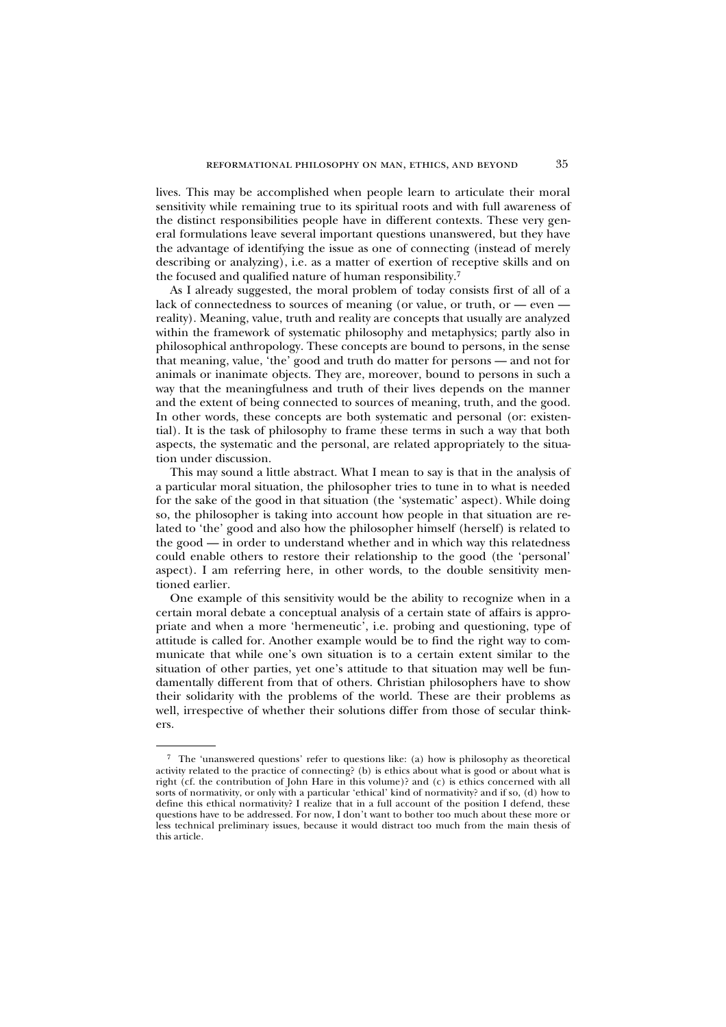lives. This may be accomplished when people learn to articulate their moral sensitivity while remaining true to its spiritual roots and with full awareness of the distinct responsibilities people have in different contexts. These very general formulations leave several important questions unanswered, but they have the advantage of identifying the issue as one of connecting (instead of merely describing or analyzing), i.e. as a matter of exertion of receptive skills and on the focused and qualified nature of human responsibility.[7]

As I already suggested, the moral problem of today consists first of all of a lack of connectedness to sources of meaning (or value, or truth, or — even — reality). Meaning, value, truth and reality are concepts that usually are analyzed within the framework of systematic philosophy and metaphysics; partly also in philosophical anthropology. These concepts are bound to persons, in the sense that meaning, value, 'the' good and truth do matter for persons — and not for animals or inanimate objects. They are, moreover, bound to persons in such a way that the meaningfulness and truth of their lives depends on the manner and the extent of being connected to sources of meaning, truth, and the good. In other words, these concepts are both systematic and personal (or: existential). It is the task of philosophy to frame these terms in such a way that both aspects, the systematic and the personal, are related appropriately to the situation under discussion.

This may sound a little abstract. What I mean to say is that in the analysis of a particular moral situation, the philosopher tries to tune in to what is needed for the sake of the good in that situation (the 'systematic' aspect). While doing so, the philosopher is taking into account how people in that situation are related to 'the' good and also how the philosopher himself (herself) is related to the good — in order to understand whether and in which way this relatedness could enable others to restore their relationship to the good (the 'personal' aspect). I am referring here, in other words, to the double sensitivity mentioned earlier.

One example of this sensitivity would be the ability to recognize when in a certain moral debate a conceptual analysis of a certain state of affairs is appropriate and when a more 'hermeneutic', i.e. probing and questioning, type of attitude is called for. Another example would be to find the right way to communicate that while one's own situation is to a certain extent similar to the situation of other parties, yet one's attitude to that situation may well be fundamentally different from that of others. Christian philosophers have to show their solidarity with the problems of the world. These are their problems as well, irrespective of whether their solutions differ from those of secular thinkers.

---

[7] The 'unanswered questions' refer to questions like: (a) how is philosophy as theoretical activity related to the practice of connecting? (b) is ethics about what is good or about what is right (cf. the contribution of John Hare in this volume)? and (c) is ethics concerned with all sorts of normativity, or only with a particular 'ethical' kind of normativity? and if so, (d) how to define this ethical normativity? I realize that in a full account of the position I defend, these questions have to be addressed. For now, I don't want to bother too much about these more or less technical preliminary issues, because it would distract too much from the main thesis of this article.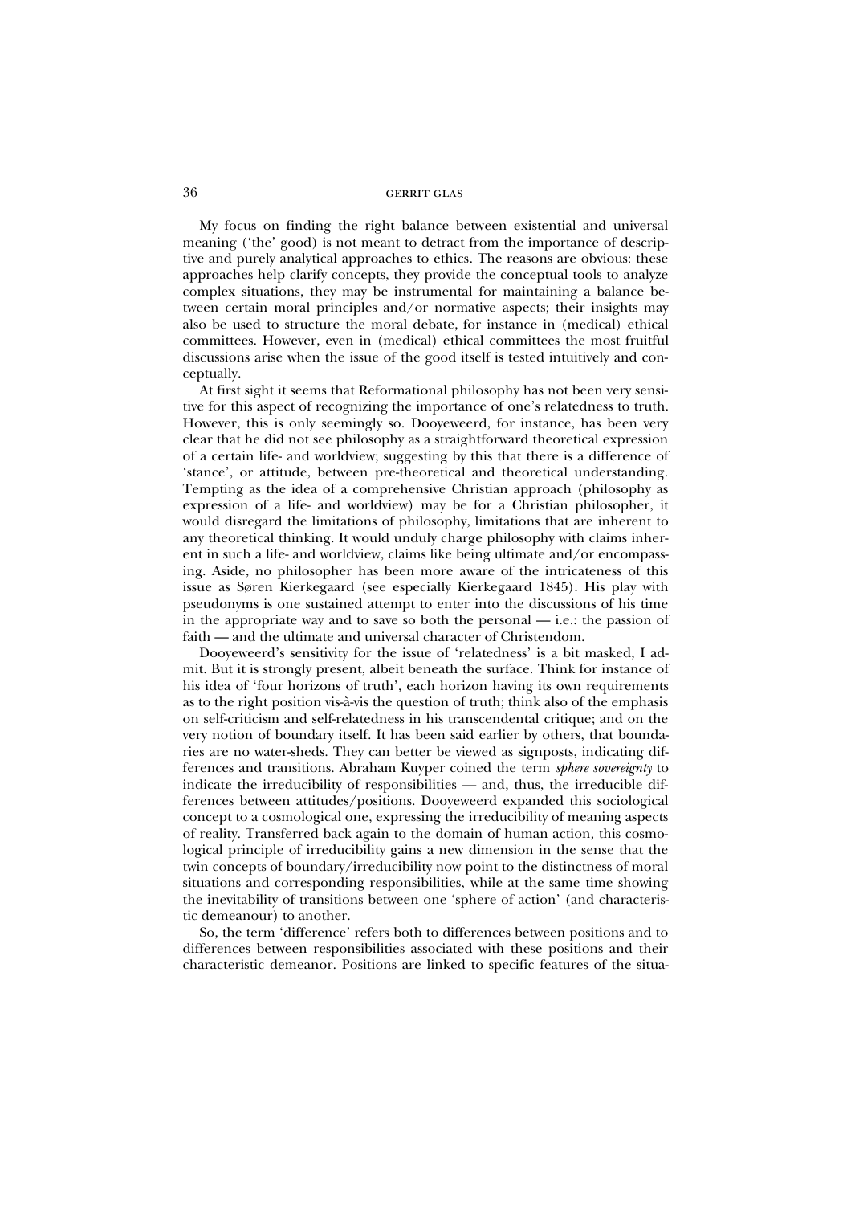My focus on finding the right balance between existential and universal meaning ('the' good) is not meant to detract from the importance of descriptive and purely analytical approaches to ethics. The reasons are obvious: these approaches help clarify concepts, they provide the conceptual tools to analyze complex situations, they may be instrumental for maintaining a balance between certain moral principles and/or normative aspects; their insights may also be used to structure the moral debate, for instance in (medical) ethical committees. However, even in (medical) ethical committees the most fruitful discussions arise when the issue of the good itself is tested intuitively and conceptually.

At first sight it seems that Reformational philosophy has not been very sensitive for this aspect of recognizing the importance of one's relatedness to truth. However, this is only seemingly so. Dooyeweerd, for instance, has been very clear that he did not see philosophy as a straightforward theoretical expression of a certain life- and worldview; suggesting by this that there is a difference of 'stance', or attitude, between pre-theoretical and theoretical understanding. Tempting as the idea of a comprehensive Christian approach (philosophy as expression of a life- and worldview) may be for a Christian philosopher, it would disregard the limitations of philosophy, limitations that are inherent to any theoretical thinking. It would unduly charge philosophy with claims inherent in such a life- and worldview, claims like being ultimate and/or encompassing. Aside, no philosopher has been more aware of the intricateness of this issue as Søren Kierkegaard (see especially Kierkegaard 1845). His play with pseudonyms is one sustained attempt to enter into the discussions of his time in the appropriate way and to save so both the personal — i.e.: the passion of faith — and the ultimate and universal character of Christendom.

Dooyeweerd's sensitivity for the issue of 'relatedness' is a bit masked, I admit. But it is strongly present, albeit beneath the surface. Think for instance of his idea of 'four horizons of truth', each horizon having its own requirements as to the right position vis-à-vis the question of truth; think also of the emphasis on self-criticism and self-relatedness in his transcendental critique; and on the very notion of boundary itself. It has been said earlier by others, that boundaries are no water-sheds. They can better be viewed as signposts, indicating differences and transitions. Abraham Kuyper coined the term *sphere sovereignty* to indicate the irreducibility of responsibilities — and, thus, the irreducible differences between attitudes/positions. Dooyeweerd expanded this sociological concept to a cosmological one, expressing the irreducibility of meaning aspects of reality. Transferred back again to the domain of human action, this cosmological principle of irreducibility gains a new dimension in the sense that the twin concepts of boundary/irreducibility now point to the distinctness of moral situations and corresponding responsibilities, while at the same time showing the inevitability of transitions between one 'sphere of action' (and characteristic demeanour) to another.

So, the term 'difference' refers both to differences between positions and to differences between responsibilities associated with these positions and their characteristic demeanor. Positions are linked to specific features of the situa-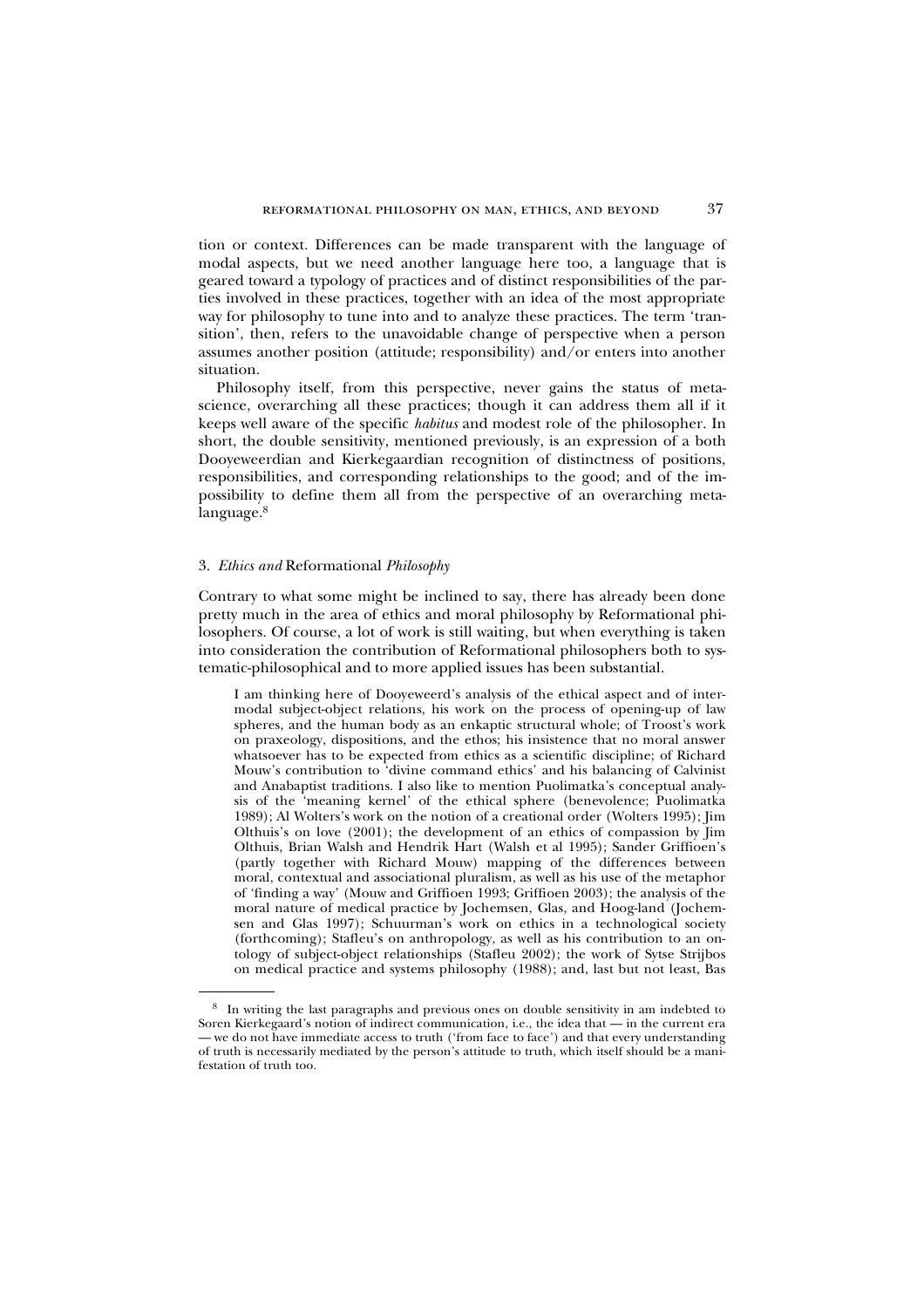tion or context. Differences can be made transparent with the language of modal aspects, but we need another language here too, a language that is geared toward a typology of practices and of distinct responsibilities of the parties involved in these practices, together with an idea of the most appropriate way for philosophy to tune into and to analyze these practices. The term 'transition', then, refers to the unavoidable change of perspective when a person assumes another position (attitude; responsibility) and/or enters into another situation.

Philosophy itself, from this perspective, never gains the status of metascience, overarching all these practices; though it can address them all if it keeps well aware of the specific *habitus* and modest role of the philosopher. In short, the double sensitivity, mentioned previously, is an expression of a both Dooyeweerdian and Kierkegaardian recognition of distinctness of positions, responsibilities, and corresponding relationships to the good; and of the impossibility to define them all from the perspective of an overarching metalanguage.[8]

### 3. *Ethics and* Reformational *Philosophy*

Contrary to what some might be inclined to say, there has already been done pretty much in the area of ethics and moral philosophy by Reformational philosophers. Of course, a lot of work is still waiting, but when everything is taken into consideration the contribution of Reformational philosophers both to systematic-philosophical and to more applied issues has been substantial.

> I am thinking here of Dooyeweerd's analysis of the ethical aspect and of intermodal subject-object relations, his work on the process of opening-up of law spheres, and the human body as an enkaptic structural whole; of Troost's work on praxeology, dispositions, and the ethos; his insistence that no moral answer whatsoever has to be expected from ethics as a scientific discipline; of Richard Mouw's contribution to 'divine command ethics' and his balancing of Calvinist and Anabaptist traditions. I also like to mention Puolimatka's conceptual analysis of the 'meaning kernel' of the ethical sphere (benevolence; Puolimatka 1989); Al Wolters's work on the notion of a creational order (Wolters 1995); Jim Olthuis's on love (2001); the development of an ethics of compassion by Jim Olthuis, Brian Walsh and Hendrik Hart (Walsh et al 1995); Sander Griffioen's (partly together with Richard Mouw) mapping of the differences between moral, contextual and associational pluralism, as well as his use of the metaphor of 'finding a way' (Mouw and Griffioen 1993; Griffioen 2003); the analysis of the moral nature of medical practice by Jochemsen, Glas, and Hoogland (Jochemsen and Glas 1997); Schuurman's work on ethics in a technological society (forthcoming); Stafleu's on anthropology, as well as his contribution to an ontology of subject-object relationships (Stafleu 2002); the work of Sytse Strijbos on medical practice and systems philosophy (1988); and, last but not least, Bas

---

[8] In writing the last paragraphs and previous ones on double sensitivity in am indebted to Soren Kierkegaard's notion of indirect communication, i.e., the idea that — in the current era — we do not have immediate access to truth ('from face to face') and that every understanding of truth is necessarily mediated by the person's attitude to truth, which itself should be a manifestation of truth too.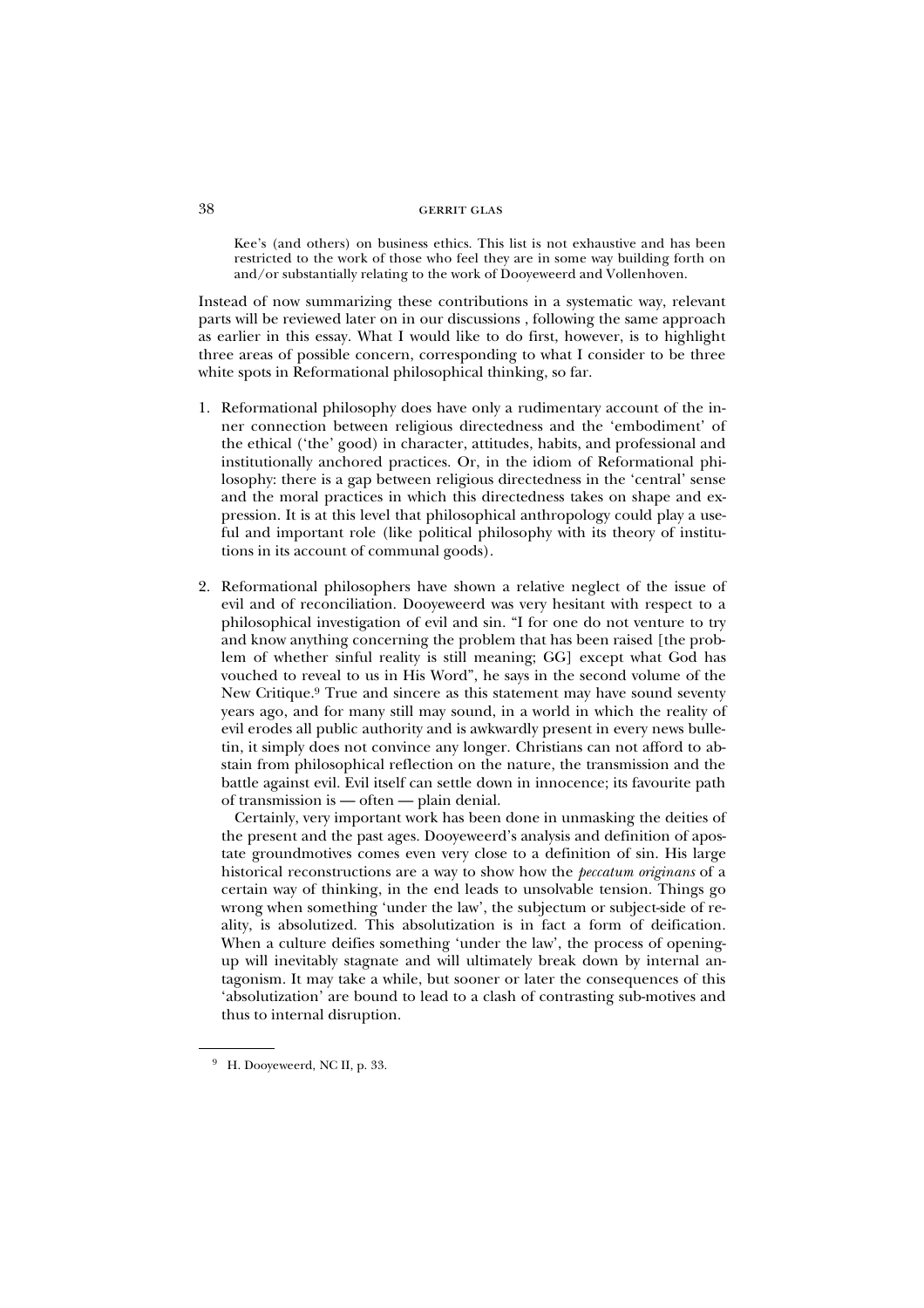Kee's (and others) on business ethics. This list is not exhaustive and has been restricted to the work of those who feel they are in some way building forth on and/or substantially relating to the work of Dooyeweerd and Vollenhoven.

Instead of now summarizing these contributions in a systematic way, relevant parts will be reviewed later on in our discussions , following the same approach as earlier in this essay. What I would like to do first, however, is to highlight three areas of possible concern, corresponding to what I consider to be three white spots in Reformational philosophical thinking, so far.

1. Reformational philosophy does have only a rudimentary account of the inner connection between religious directedness and the 'embodiment' of the ethical ('the' good) in character, attitudes, habits, and professional and institutionally anchored practices. Or, in the idiom of Reformational philosophy: there is a gap between religious directedness in the 'central' sense and the moral practices in which this directedness takes on shape and expression. It is at this level that philosophical anthropology could play a useful and important role (like political philosophy with its theory of institutions in its account of communal goods).

2. Reformational philosophers have shown a relative neglect of the issue of evil and of reconciliation. Dooyeweerd was very hesitant with respect to a philosophical investigation of evil and sin. "I for one do not venture to try and know anything concerning the problem that has been raised [the problem of whether sinful reality is still meaning; GG] except what God has vouched to reveal to us in His Word", he says in the second volume of the New Critique.[9] True and sincere as this statement may have sound seventy years ago, and for many still may sound, in a world in which the reality of evil erodes all public authority and is awkwardly present in every news bulletin, it simply does not convince any longer. Christians can not afford to abstain from philosophical reflection on the nature, the transmission and the battle against evil. Evil itself can settle down in innocence; its favourite path of transmission is — often — plain denial.

   Certainly, very important work has been done in unmasking the deities of the present and the past ages. Dooyeweerd's analysis and definition of apostate groundmotives comes even very close to a definition of sin. His large historical reconstructions are a way to show how the *peccatum originans* of a certain way of thinking, in the end leads to unsolvable tension. Things go wrong when something 'under the law', the subjectum or subject-side of reality, is absolutized. This absolutization is in fact a form of deification. When a culture deifies something 'under the law', the process of opening-up will inevitably stagnate and will ultimately break down by internal antagonism. It may take a while, but sooner or later the consequences of this 'absolutization' are bound to lead to a clash of contrasting sub-motives and thus to internal disruption.

---

[9] H. Dooyeweerd, NC II, p. 33.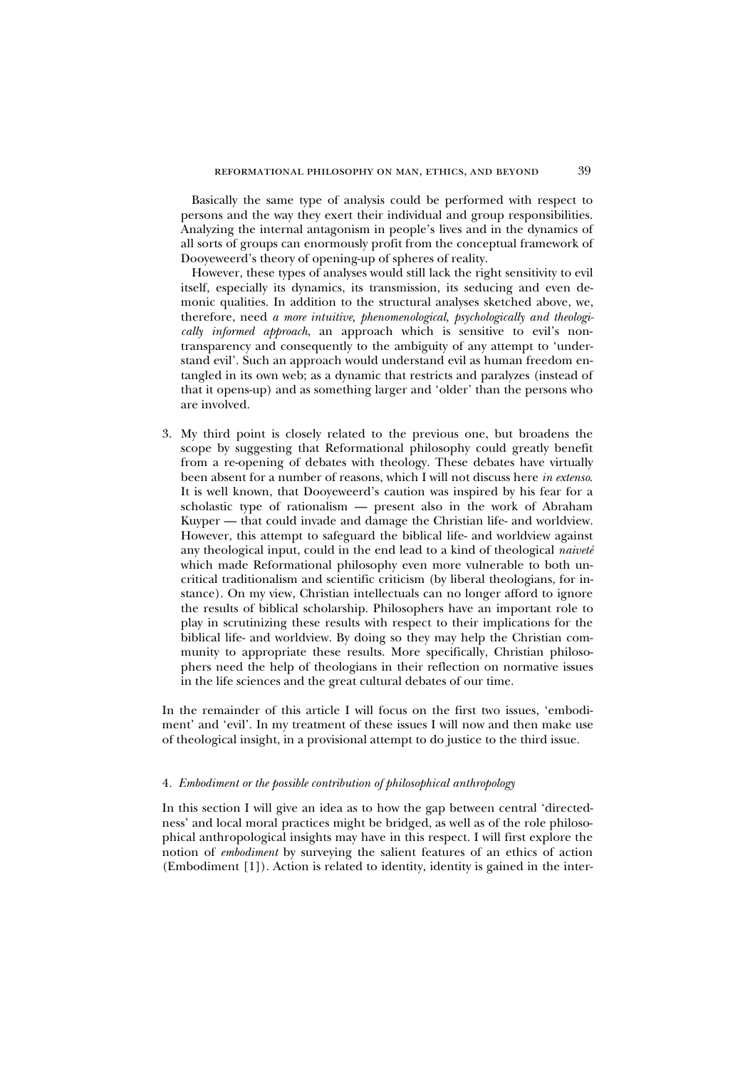Basically the same type of analysis could be performed with respect to persons and the way they exert their individual and group responsibilities. Analyzing the internal antagonism in people's lives and in the dynamics of all sorts of groups can enormously profit from the conceptual framework of Dooyeweerd's theory of opening-up of spheres of reality.

However, these types of analyses would still lack the right sensitivity to evil itself, especially its dynamics, its transmission, its seducing and even demonic qualities. In addition to the structural analyses sketched above, we, therefore, need *a more intuitive, phenomenological, psychologically and theologically informed approach*, an approach which is sensitive to evil's non-transparency and consequently to the ambiguity of any attempt to 'understand evil'. Such an approach would understand evil as human freedom entangled in its own web; as a dynamic that restricts and paralyzes (instead of that it opens-up) and as something larger and 'older' than the persons who are involved.

3. My third point is closely related to the previous one, but broadens the scope by suggesting that Reformational philosophy could greatly benefit from a re-opening of debates with theology. These debates have virtually been absent for a number of reasons, which I will not discuss here *in extenso*. It is well known, that Dooyeweerd's caution was inspired by his fear for a scholastic type of rationalism — present also in the work of Abraham Kuyper — that could invade and damage the Christian life- and worldview. However, this attempt to safeguard the biblical life- and worldview against any theological input, could in the end lead to a kind of theological *naiveté* which made Reformational philosophy even more vulnerable to both uncritical traditionalism and scientific criticism (by liberal theologians, for instance). On my view, Christian intellectuals can no longer afford to ignore the results of biblical scholarship. Philosophers have an important role to play in scrutinizing these results with respect to their implications for the biblical life- and worldview. By doing so they may help the Christian community to appropriate these results. More specifically, Christian philosophers need the help of theologians in their reflection on normative issues in the life sciences and the great cultural debates of our time.

In the remainder of this article I will focus on the first two issues, 'embodiment' and 'evil'. In my treatment of these issues I will now and then make use of theological insight, in a provisional attempt to do justice to the third issue.

### 4. *Embodiment or the possible contribution of philosophical anthropology*

In this section I will give an idea as to how the gap between central 'directedness' and local moral practices might be bridged, as well as of the role philosophical anthropological insights may have in this respect. I will first explore the notion of *embodiment* by surveying the salient features of an ethics of action (Embodiment [1]). Action is related to identity, identity is gained in the inter-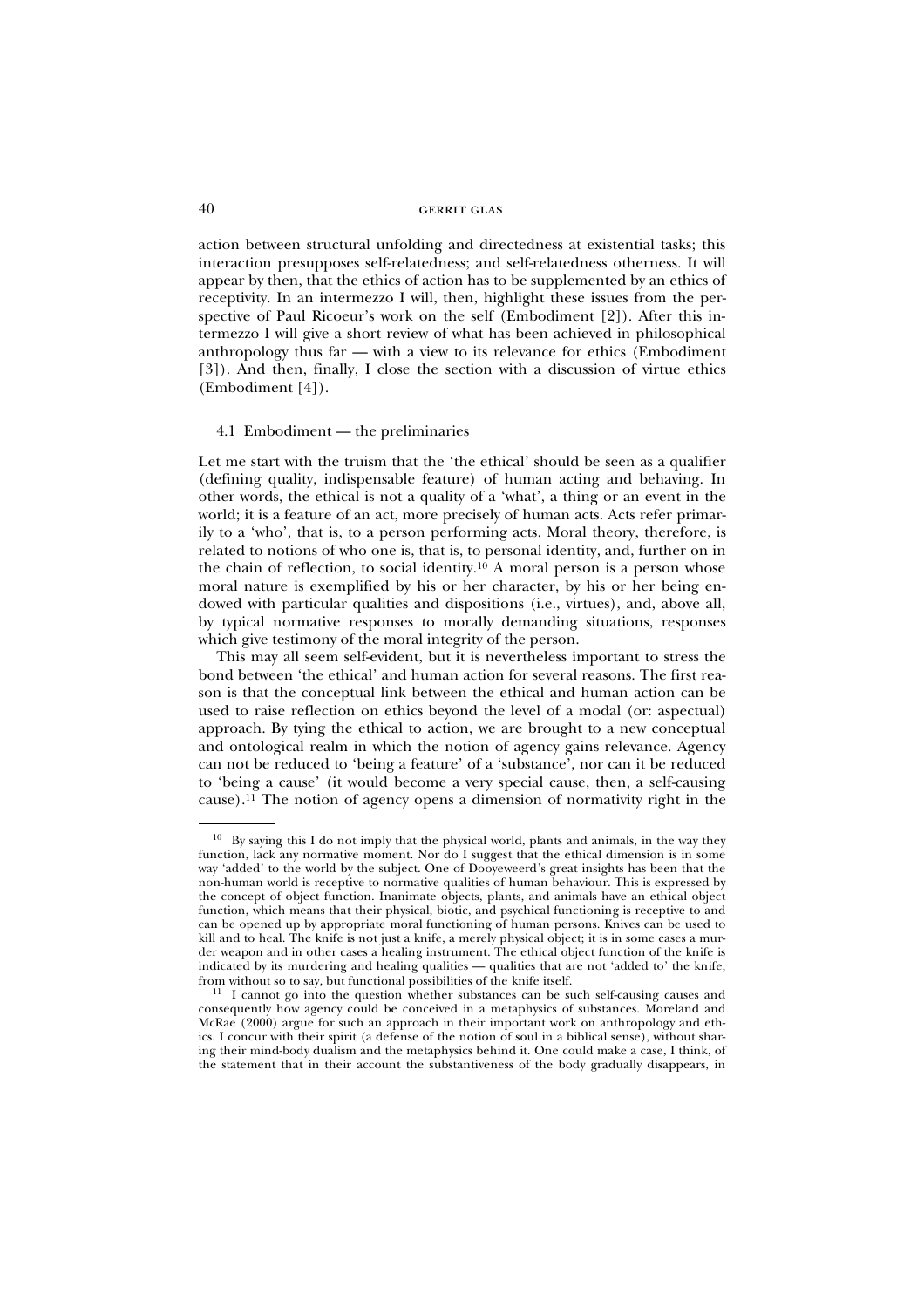action between structural unfolding and directedness at existential tasks; this interaction presupposes self-relatedness; and self-relatedness otherness. It will appear by then, that the ethics of action has to be supplemented by an ethics of receptivity. In an intermezzo I will, then, highlight these issues from the perspective of Paul Ricoeur's work on the self (Embodiment [2]). After this intermezzo I will give a short review of what has been achieved in philosophical anthropology thus far — with a view to its relevance for ethics (Embodiment [3]). And then, finally, I close the section with a discussion of virtue ethics (Embodiment [4]).

### 4.1 Embodiment — the preliminaries

Let me start with the truism that the 'the ethical' should be seen as a qualifier (defining quality, indispensable feature) of human acting and behaving. In other words, the ethical is not a quality of a 'what', a thing or an event in the world; it is a feature of an act, more precisely of human acts. Acts refer primarily to a 'who', that is, to a person performing acts. Moral theory, therefore, is related to notions of who one is, that is, to personal identity, and, further on in the chain of reflection, to social identity.[10] A moral person is a person whose moral nature is exemplified by his or her character, by his or her being endowed with particular qualities and dispositions (i.e., virtues), and, above all, by typical normative responses to morally demanding situations, responses which give testimony of the moral integrity of the person.

This may all seem self-evident, but it is nevertheless important to stress the bond between 'the ethical' and human action for several reasons. The first reason is that the conceptual link between the ethical and human action can be used to raise reflection on ethics beyond the level of a modal (or: aspectual) approach. By tying the ethical to action, we are brought to a new conceptual and ontological realm in which the notion of agency gains relevance. Agency can not be reduced to 'being a feature' of a 'substance', nor can it be reduced to 'being a cause' (it would become a very special cause, then, a self-causing cause).[11] The notion of agency opens a dimension of normativity right in the

---

[10] By saying this I do not imply that the physical world, plants and animals, in the way they function, lack any normative moment. Nor do I suggest that the ethical dimension is in some way 'added' to the world by the subject. One of Dooyeweerd's great insights has been that the non-human world is receptive to normative qualities of human behaviour. This is expressed by the concept of object function. Inanimate objects, plants, and animals have an ethical object function, which means that their physical, biotic, and psychical functioning is receptive to and can be opened up by appropriate moral functioning of human persons. Knives can be used to kill and to heal. The knife is not just a knife, a merely physical object; it is in some cases a murder weapon and in other cases a healing instrument. The ethical object function of the knife is indicated by its murdering and healing qualities — qualities that are not 'added to' the knife, from without so to say, but functional possibilities of the knife itself.

[11] I cannot go into the question whether substances can be such self-causing causes and consequently how agency could be conceived in a metaphysics of substances. Moreland and McRae (2000) argue for such an approach in their important work on anthropology and ethics. I concur with their spirit (a defense of the notion of soul in a biblical sense), without sharing their mind-body dualism and the metaphysics behind it. One could make a case, I think, of the statement that in their account the substantiveness of the body gradually disappears, in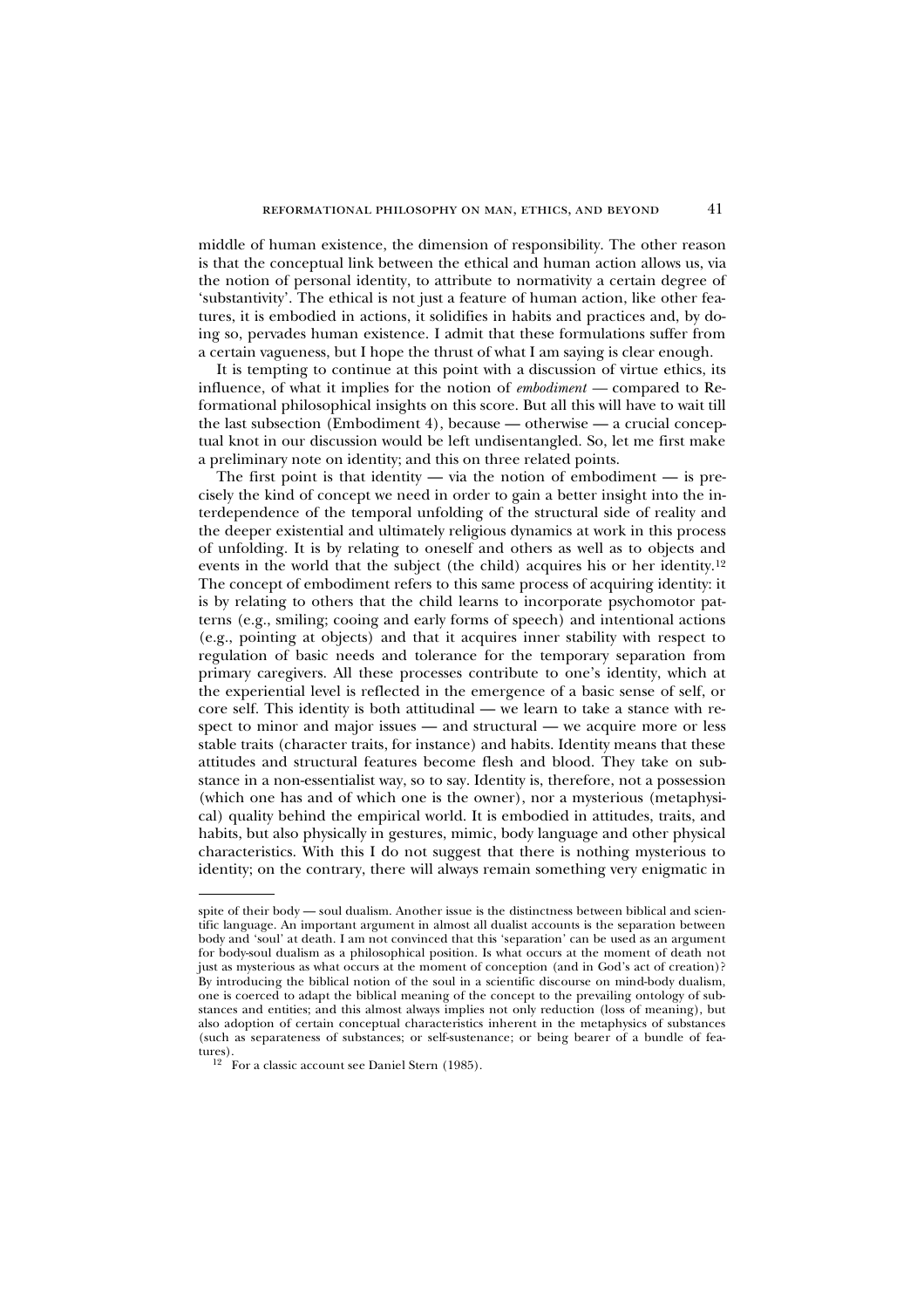middle of human existence, the dimension of responsibility. The other reason is that the conceptual link between the ethical and human action allows us, via the notion of personal identity, to attribute to normativity a certain degree of 'substantivity'. The ethical is not just a feature of human action, like other features, it is embodied in actions, it solidifies in habits and practices and, by doing so, pervades human existence. I admit that these formulations suffer from a certain vagueness, but I hope the thrust of what I am saying is clear enough.

It is tempting to continue at this point with a discussion of virtue ethics, its influence, of what it implies for the notion of *embodiment* — compared to Reformational philosophical insights on this score. But all this will have to wait till the last subsection (Embodiment 4), because — otherwise — a crucial conceptual knot in our discussion would be left undisentangled. So, let me first make a preliminary note on identity; and this on three related points.

The first point is that identity — via the notion of embodiment — is precisely the kind of concept we need in order to gain a better insight into the interdependence of the temporal unfolding of the structural side of reality and the deeper existential and ultimately religious dynamics at work in this process of unfolding. It is by relating to oneself and others as well as to objects and events in the world that the subject (the child) acquires his or her identity.[12] The concept of embodiment refers to this same process of acquiring identity: it is by relating to others that the child learns to incorporate psychomotor patterns (e.g., smiling; cooing and early forms of speech) and intentional actions (e.g., pointing at objects) and that it acquires inner stability with respect to regulation of basic needs and tolerance for the temporary separation from primary caregivers. All these processes contribute to one's identity, which at the experiential level is reflected in the emergence of a basic sense of self, or core self. This identity is both attitudinal — we learn to take a stance with respect to minor and major issues — and structural — we acquire more or less stable traits (character traits, for instance) and habits. Identity means that these attitudes and structural features become flesh and blood. They take on substance in a non-essentialist way, so to say. Identity is, therefore, not a possession (which one has and of which one is the owner), nor a mysterious (metaphysical) quality behind the empirical world. It is embodied in attitudes, traits, and habits, but also physically in gestures, mimic, body language and other physical characteristics. With this I do not suggest that there is nothing mysterious to identity; on the contrary, there will always remain something very enigmatic in

---

spite of their body — soul dualism. Another issue is the distinctness between biblical and scientific language. An important argument in almost all dualist accounts is the separation between body and 'soul' at death. I am not convinced that this 'separation' can be used as an argument for body-soul dualism as a philosophical position. Is what occurs at the moment of death not just as mysterious as what occurs at the moment of conception (and in God's act of creation)? By introducing the biblical notion of the soul in a scientific discourse on mind-body dualism, one is coerced to adapt the biblical meaning of the concept to the prevailing ontology of substances and entities; and this almost always implies not only reduction (loss of meaning), but also adoption of certain conceptual characteristics inherent in the metaphysics of substances (such as separateness of substances; or self-sustenance; or being bearer of a bundle of features).

[12] For a classic account see Daniel Stern (1985).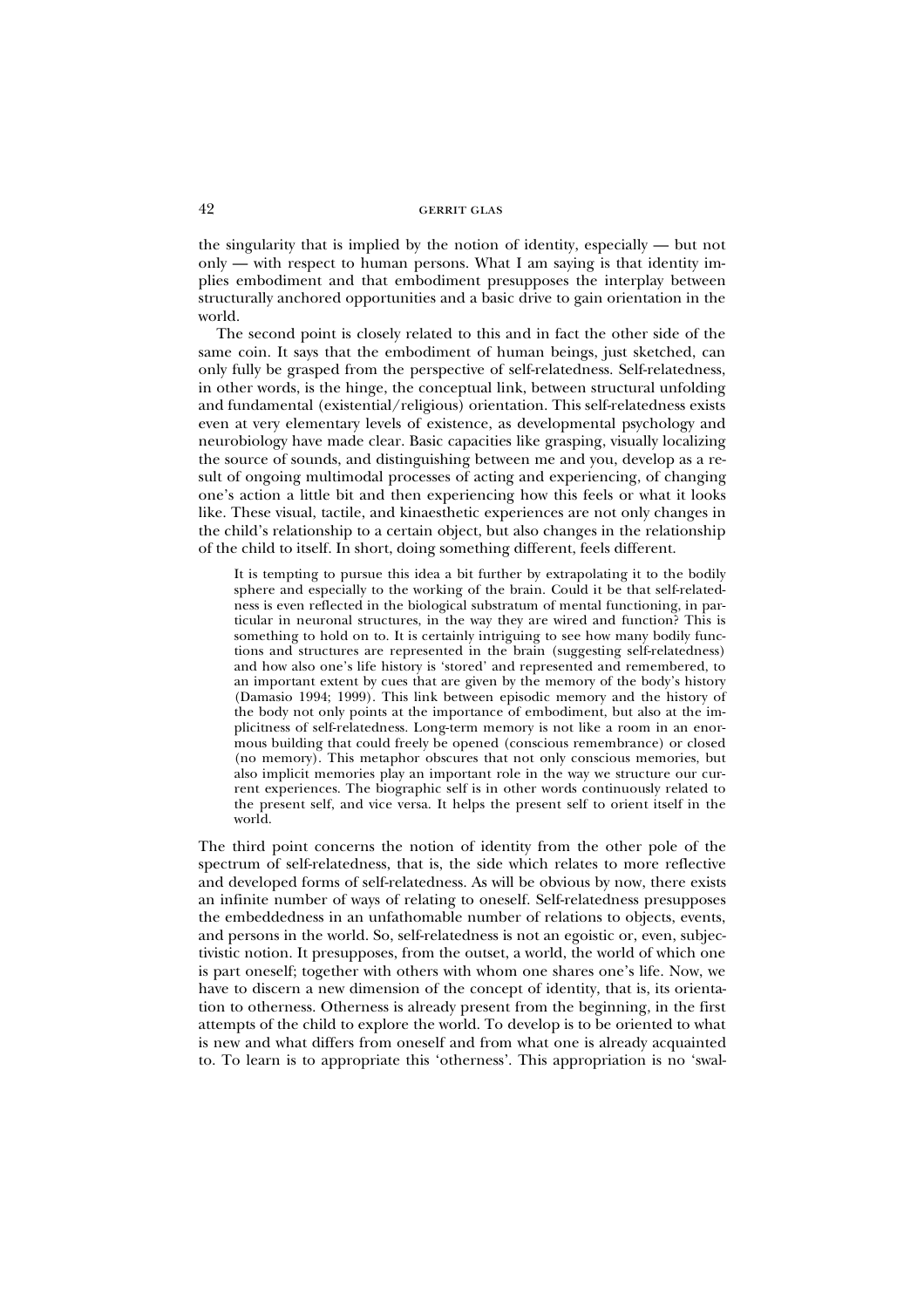the singularity that is implied by the notion of identity, especially — but not only — with respect to human persons. What I am saying is that identity implies embodiment and that embodiment presupposes the interplay between structurally anchored opportunities and a basic drive to gain orientation in the world.

The second point is closely related to this and in fact the other side of the same coin. It says that the embodiment of human beings, just sketched, can only fully be grasped from the perspective of self-relatedness. Self-relatedness, in other words, is the hinge, the conceptual link, between structural unfolding and fundamental (existential/religious) orientation. This self-relatedness exists even at very elementary levels of existence, as developmental psychology and neurobiology have made clear. Basic capacities like grasping, visually localizing the source of sounds, and distinguishing between me and you, develop as a result of ongoing multimodal processes of acting and experiencing, of changing one's action a little bit and then experiencing how this feels or what it looks like. These visual, tactile, and kinaesthetic experiences are not only changes in the child's relationship to a certain object, but also changes in the relationship of the child to itself. In short, doing something different, feels different.

> It is tempting to pursue this idea a bit further by extrapolating it to the bodily sphere and especially to the working of the brain. Could it be that self-relatedness is even reflected in the biological substratum of mental functioning, in particular in neuronal structures, in the way they are wired and function? This is something to hold on to. It is certainly intriguing to see how many bodily functions and structures are represented in the brain (suggesting self-relatedness) and how also one's life history is 'stored' and represented and remembered, to an important extent by cues that are given by the memory of the body's history (Damasio 1994; 1999). This link between episodic memory and the history of the body not only points at the importance of embodiment, but also at the implicitness of self-relatedness. Long-term memory is not like a room in an enormous building that could freely be opened (conscious remembrance) or closed (no memory). This metaphor obscures that not only conscious memories, but also implicit memories play an important role in the way we structure our current experiences. The biographic self is in other words continuously related to the present self, and vice versa. It helps the present self to orient itself in the world.

The third point concerns the notion of identity from the other pole of the spectrum of self-relatedness, that is, the side which relates to more reflective and developed forms of self-relatedness. As will be obvious by now, there exists an infinite number of ways of relating to oneself. Self-relatedness presupposes the embeddedness in an unfathomable number of relations to objects, events, and persons in the world. So, self-relatedness is not an egoistic or, even, subjectivistic notion. It presupposes, from the outset, a world, the world of which one is part oneself; together with others with whom one shares one's life. Now, we have to discern a new dimension of the concept of identity, that is, its orientation to otherness. Otherness is already present from the beginning, in the first attempts of the child to explore the world. To develop is to be oriented to what is new and what differs from oneself and from what one is already acquainted to. To learn is to appropriate this 'otherness'. This appropriation is no 'swal-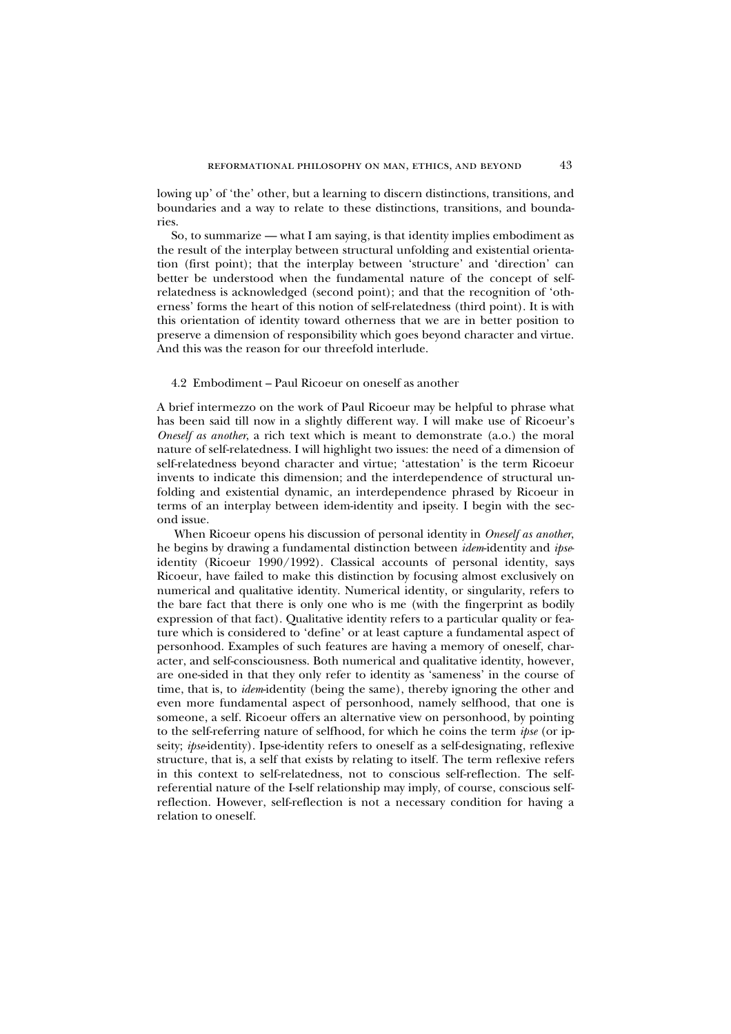lowing up' of 'the' other, but a learning to discern distinctions, transitions, and boundaries and a way to relate to these distinctions, transitions, and boundaries.

So, to summarize — what I am saying, is that identity implies embodiment as the result of the interplay between structural unfolding and existential orientation (first point); that the interplay between 'structure' and 'direction' can better be understood when the fundamental nature of the concept of self-relatedness is acknowledged (second point); and that the recognition of 'otherness' forms the heart of this notion of self-relatedness (third point). It is with this orientation of identity toward otherness that we are in better position to preserve a dimension of responsibility which goes beyond character and virtue. And this was the reason for our threefold interlude.

### 4.2 Embodiment – Paul Ricoeur on oneself as another

A brief intermezzo on the work of Paul Ricoeur may be helpful to phrase what has been said till now in a slightly different way. I will make use of Ricoeur's *Oneself as another*, a rich text which is meant to demonstrate (a.o.) the moral nature of self-relatedness. I will highlight two issues: the need of a dimension of self-relatedness beyond character and virtue; 'attestation' is the term Ricoeur invents to indicate this dimension; and the interdependence of structural unfolding and existential dynamic, an interdependence phrased by Ricoeur in terms of an interplay between idem-identity and ipseity. I begin with the second issue.

When Ricoeur opens his discussion of personal identity in *Oneself as another*, he begins by drawing a fundamental distinction between *idem*-identity and *ipse*-identity (Ricoeur 1990/1992). Classical accounts of personal identity, says Ricoeur, have failed to make this distinction by focusing almost exclusively on numerical and qualitative identity. Numerical identity, or singularity, refers to the bare fact that there is only one who is me (with the fingerprint as bodily expression of that fact). Qualitative identity refers to a particular quality or feature which is considered to 'define' or at least capture a fundamental aspect of personhood. Examples of such features are having a memory of oneself, character, and self-consciousness. Both numerical and qualitative identity, however, are one-sided in that they only refer to identity as 'sameness' in the course of time, that is, to *idem*-identity (being the same), thereby ignoring the other and even more fundamental aspect of personhood, namely selfhood, that one is someone, a self. Ricoeur offers an alternative view on personhood, by pointing to the self-referring nature of selfhood, for which he coins the term *ipse* (or ipseity; *ipse*-identity). Ipse-identity refers to oneself as a self-designating, reflexive structure, that is, a self that exists by relating to itself. The term reflexive refers in this context to self-relatedness, not to conscious self-reflection. The self-referential nature of the I-self relationship may imply, of course, conscious self-reflection. However, self-reflection is not a necessary condition for having a relation to oneself.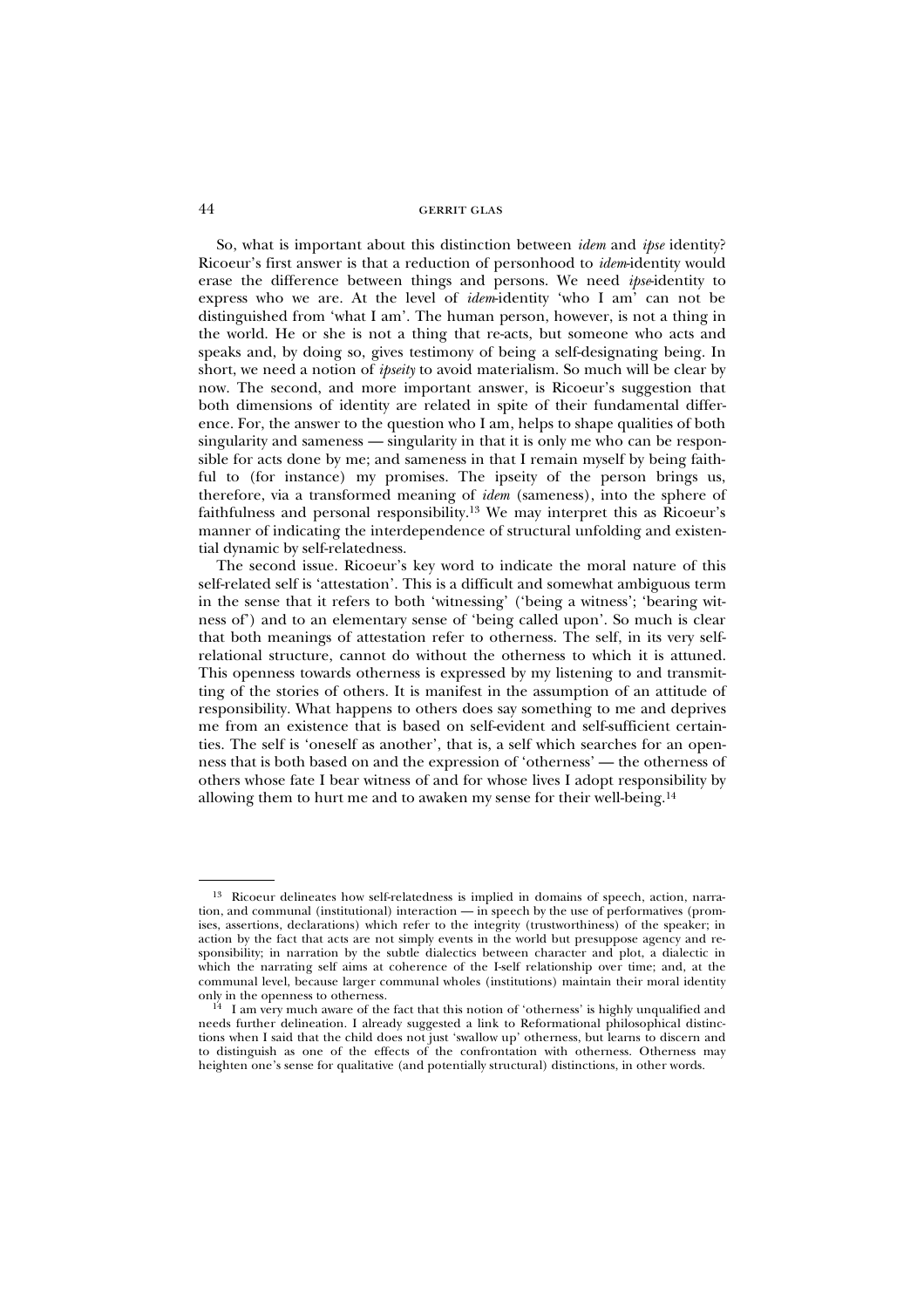So, what is important about this distinction between *idem* and *ipse* identity? Ricoeur's first answer is that a reduction of personhood to *idem*-identity would erase the difference between things and persons. We need *ipse*-identity to express who we are. At the level of *idem*-identity 'who I am' can not be distinguished from 'what I am'. The human person, however, is not a thing in the world. He or she is not a thing that re-acts, but someone who acts and speaks and, by doing so, gives testimony of being a self-designating being. In short, we need a notion of *ipseity* to avoid materialism. So much will be clear by now. The second, and more important answer, is Ricoeur's suggestion that both dimensions of identity are related in spite of their fundamental difference. For, the answer to the question who I am, helps to shape qualities of both singularity and sameness — singularity in that it is only me who can be responsible for acts done by me; and sameness in that I remain myself by being faithful to (for instance) my promises. The ipseity of the person brings us, therefore, via a transformed meaning of *idem* (sameness), into the sphere of faithfulness and personal responsibility.[13] We may interpret this as Ricoeur's manner of indicating the interdependence of structural unfolding and existential dynamic by self-relatedness.

The second issue. Ricoeur's key word to indicate the moral nature of this self-related self is 'attestation'. This is a difficult and somewhat ambiguous term in the sense that it refers to both 'witnessing' ('being a witness'; 'bearing witness of') and to an elementary sense of 'being called upon'. So much is clear that both meanings of attestation refer to otherness. The self, in its very self-relational structure, cannot do without the otherness to which it is attuned. This openness towards otherness is expressed by my listening to and transmitting of the stories of others. It is manifest in the assumption of an attitude of responsibility. What happens to others does say something to me and deprives me from an existence that is based on self-evident and self-sufficient certainties. The self is 'oneself as another', that is, a self which searches for an openness that is both based on and the expression of 'otherness' — the otherness of others whose fate I bear witness of and for whose lives I adopt responsibility by allowing them to hurt me and to awaken my sense for their well-being.[14]

---

[13] Ricoeur delineates how self-relatedness is implied in domains of speech, action, narration, and communal (institutional) interaction — in speech by the use of performatives (promises, assertions, declarations) which refer to the integrity (trustworthiness) of the speaker; in action by the fact that acts are not simply events in the world but presuppose agency and responsibility; in narration by the subtle dialectics between character and plot, a dialectic in which the narrating self aims at coherence of the I-self relationship over time; and, at the communal level, because larger communal wholes (institutions) maintain their moral identity only in the openness to otherness.

[14] I am very much aware of the fact that this notion of 'otherness' is highly unqualified and needs further delineation. I already suggested a link to Reformational philosophical distinctions when I said that the child does not just 'swallow up' otherness, but learns to discern and to distinguish as one of the effects of the confrontation with otherness. Otherness may heighten one's sense for qualitative (and potentially structural) distinctions, in other words.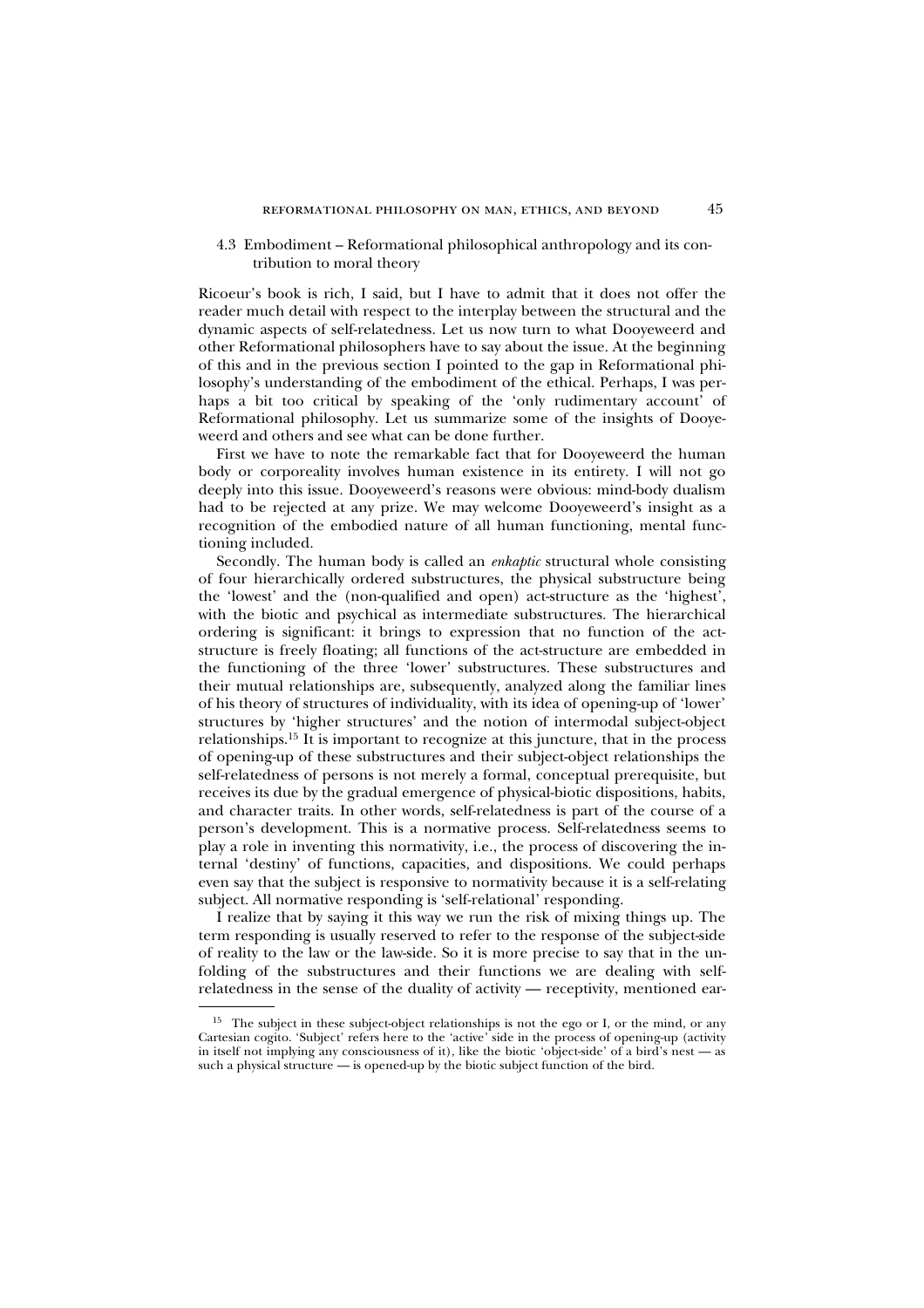### 4.3 Embodiment – Reformational philosophical anthropology and its contribution to moral theory

Ricoeur's book is rich, I said, but I have to admit that it does not offer the reader much detail with respect to the interplay between the structural and the dynamic aspects of self-relatedness. Let us now turn to what Dooyeweerd and other Reformational philosophers have to say about the issue. At the beginning of this and in the previous section I pointed to the gap in Reformational philosophy's understanding of the embodiment of the ethical. Perhaps, I was perhaps a bit too critical by speaking of the 'only rudimentary account' of Reformational philosophy. Let us summarize some of the insights of Dooyeweerd and others and see what can be done further.

First we have to note the remarkable fact that for Dooyeweerd the human body or corporeality involves human existence in its entirety. I will not go deeply into this issue. Dooyeweerd's reasons were obvious: mind-body dualism had to be rejected at any prize. We may welcome Dooyeweerd's insight as a recognition of the embodied nature of all human functioning, mental functioning included.

Secondly. The human body is called an *enkaptic* structural whole consisting of four hierarchically ordered substructures, the physical substructure being the 'lowest' and the (non-qualified and open) act-structure as the 'highest', with the biotic and psychical as intermediate substructures. The hierarchical ordering is significant: it brings to expression that no function of the act-structure is freely floating; all functions of the act-structure are embedded in the functioning of the three 'lower' substructures. These substructures and their mutual relationships are, subsequently, analyzed along the familiar lines of his theory of structures of individuality, with its idea of opening-up of 'lower' structures by 'higher structures' and the notion of intermodal subject-object relationships.[15] It is important to recognize at this juncture, that in the process of opening-up of these substructures and their subject-object relationships the self-relatedness of persons is not merely a formal, conceptual prerequisite, but receives its due by the gradual emergence of physical-biotic dispositions, habits, and character traits. In other words, self-relatedness is part of the course of a person's development. This is a normative process. Self-relatedness seems to play a role in inventing this normativity, i.e., the process of discovering the internal 'destiny' of functions, capacities, and dispositions. We could perhaps even say that the subject is responsive to normativity because it is a self-relating subject. All normative responding is 'self-relational' responding.

I realize that by saying it this way we run the risk of mixing things up. The term responding is usually reserved to refer to the response of the subject-side of reality to the law or the law-side. So it is more precise to say that in the unfolding of the substructures and their functions we are dealing with self-relatedness in the sense of the duality of activity — receptivity, mentioned ear-

[15] The subject in these subject-object relationships is not the ego or I, or the mind, or any Cartesian cogito. 'Subject' refers here to the 'active' side in the process of opening-up (activity in itself not implying any consciousness of it), like the biotic 'object-side' of a bird's nest — as such a physical structure — is opened-up by the biotic subject function of the bird.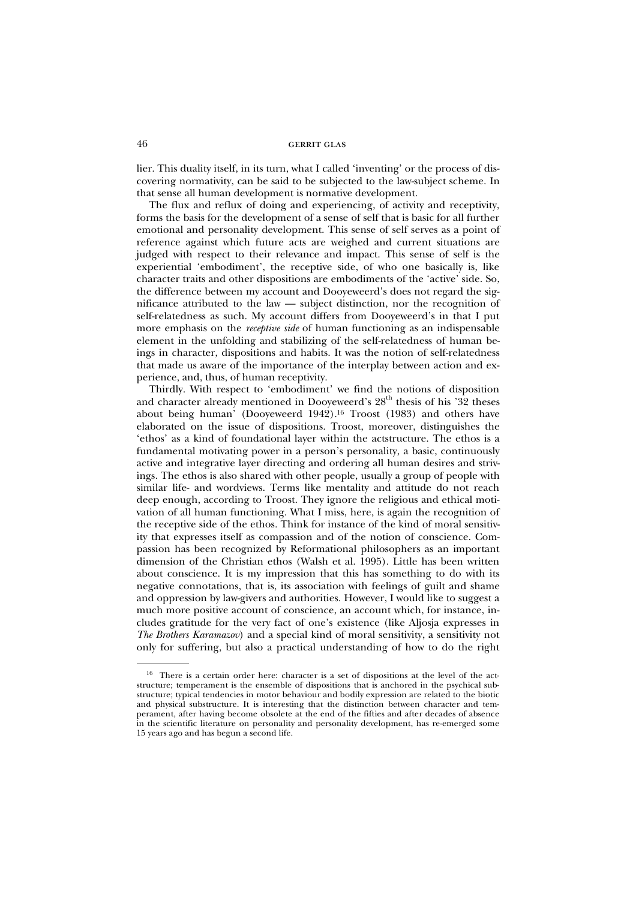lier. This duality itself, in its turn, what I called 'inventing' or the process of discovering normativity, can be said to be subjected to the law-subject scheme. In that sense all human development is normative development.

The flux and reflux of doing and experiencing, of activity and receptivity, forms the basis for the development of a sense of self that is basic for all further emotional and personality development. This sense of self serves as a point of reference against which future acts are weighed and current situations are judged with respect to their relevance and impact. This sense of self is the experiential 'embodiment', the receptive side, of who one basically is, like character traits and other dispositions are embodiments of the 'active' side. So, the difference between my account and Dooyeweerd's does not regard the significance attributed to the law — subject distinction, nor the recognition of self-relatedness as such. My account differs from Dooyeweerd's in that I put more emphasis on the *receptive side* of human functioning as an indispensable element in the unfolding and stabilizing of the self-relatedness of human beings in character, dispositions and habits. It was the notion of self-relatedness that made us aware of the importance of the interplay between action and experience, and, thus, of human receptivity.

Thirdly. With respect to 'embodiment' we find the notions of disposition and character already mentioned in Dooyeweerd's 28th thesis of his '32 theses about being human' (Dooyeweerd 1942).[16] Troost (1983) and others have elaborated on the issue of dispositions. Troost, moreover, distinguishes the 'ethos' as a kind of foundational layer within the actstructure. The ethos is a fundamental motivating power in a person's personality, a basic, continuously active and integrative layer directing and ordering all human desires and strivings. The ethos is also shared with other people, usually a group of people with similar life- and wordviews. Terms like mentality and attitude do not reach deep enough, according to Troost. They ignore the religious and ethical motivation of all human functioning. What I miss, here, is again the recognition of the receptive side of the ethos. Think for instance of the kind of moral sensitivity that expresses itself as compassion and of the notion of conscience. Compassion has been recognized by Reformational philosophers as an important dimension of the Christian ethos (Walsh et al. 1995). Little has been written about conscience. It is my impression that this has something to do with its negative connotations, that is, its association with feelings of guilt and shame and oppression by law-givers and authorities. However, I would like to suggest a much more positive account of conscience, an account which, for instance, includes gratitude for the very fact of one's existence (like Aljosja expresses in *The Brothers Karamazov*) and a special kind of moral sensitivity, a sensitivity not only for suffering, but also a practical understanding of how to do the right

---

[16] There is a certain order here: character is a set of dispositions at the level of the actstructure; temperament is the ensemble of dispositions that is anchored in the psychical substructure; typical tendencies in motor behaviour and bodily expression are related to the biotic and physical substructure. It is interesting that the distinction between character and temperament, after having become obsolete at the end of the fifties and after decades of absence in the scientific literature on personality and personality development, has re-emerged some 15 years ago and has begun a second life.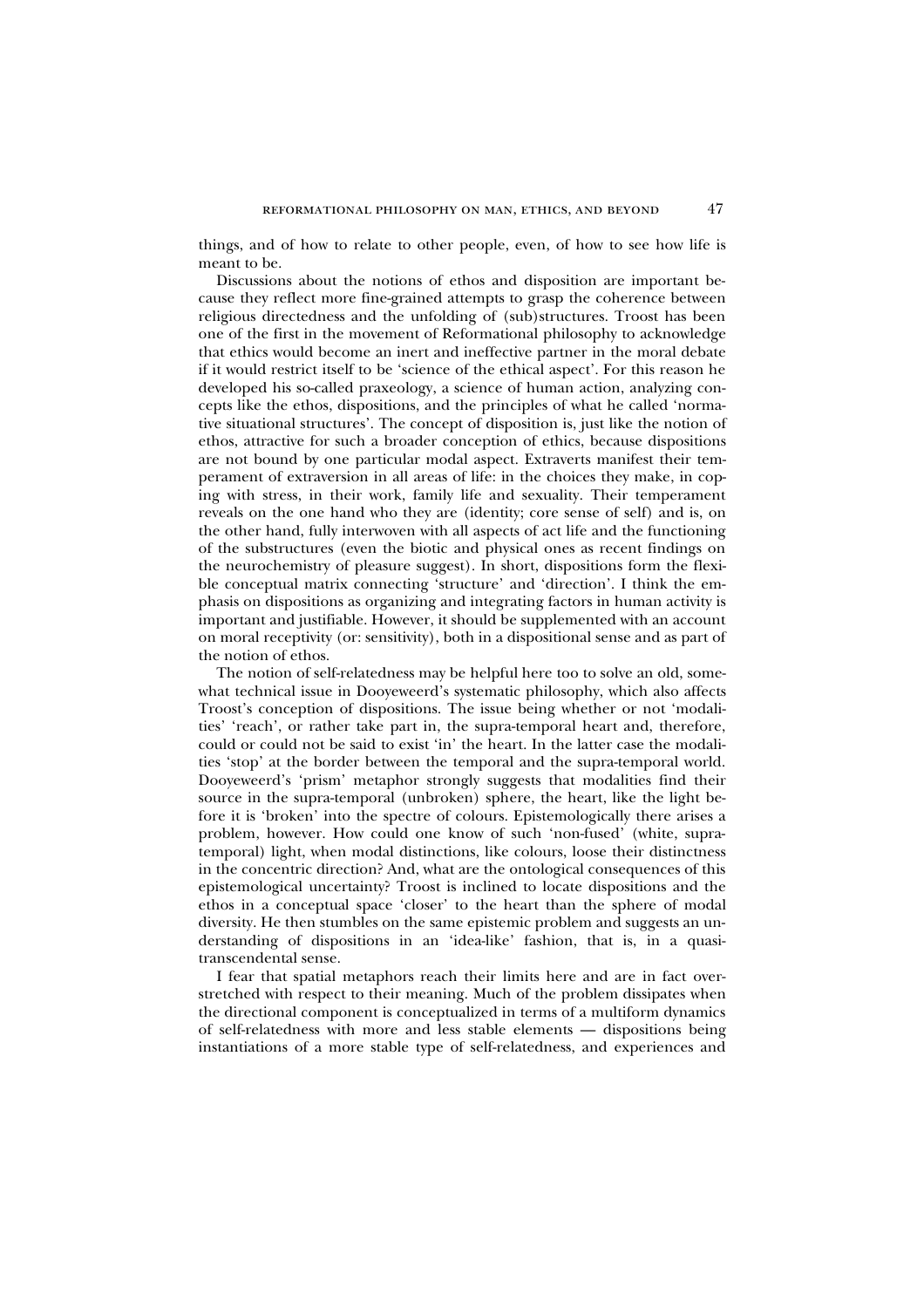things, and of how to relate to other people, even, of how to see how life is meant to be.

Discussions about the notions of ethos and disposition are important because they reflect more fine-grained attempts to grasp the coherence between religious directedness and the unfolding of (sub)structures. Troost has been one of the first in the movement of Reformational philosophy to acknowledge that ethics would become an inert and ineffective partner in the moral debate if it would restrict itself to be 'science of the ethical aspect'. For this reason he developed his so-called praxeology, a science of human action, analyzing concepts like the ethos, dispositions, and the principles of what he called 'normative situational structures'. The concept of disposition is, just like the notion of ethos, attractive for such a broader conception of ethics, because dispositions are not bound by one particular modal aspect. Extraverts manifest their temperament of extraversion in all areas of life: in the choices they make, in coping with stress, in their work, family life and sexuality. Their temperament reveals on the one hand who they are (identity; core sense of self) and is, on the other hand, fully interwoven with all aspects of act life and the functioning of the substructures (even the biotic and physical ones as recent findings on the neurochemistry of pleasure suggest). In short, dispositions form the flexible conceptual matrix connecting 'structure' and 'direction'. I think the emphasis on dispositions as organizing and integrating factors in human activity is important and justifiable. However, it should be supplemented with an account on moral receptivity (or: sensitivity), both in a dispositional sense and as part of the notion of ethos.

The notion of self-relatedness may be helpful here too to solve an old, somewhat technical issue in Dooyeweerd's systematic philosophy, which also affects Troost's conception of dispositions. The issue being whether or not 'modalities' 'reach', or rather take part in, the supra-temporal heart and, therefore, could or could not be said to exist 'in' the heart. In the latter case the modalities 'stop' at the border between the temporal and the supra-temporal world. Dooyeweerd's 'prism' metaphor strongly suggests that modalities find their source in the supra-temporal (unbroken) sphere, the heart, like the light before it is 'broken' into the spectre of colours. Epistemologically there arises a problem, however. How could one know of such 'non-fused' (white, supra-temporal) light, when modal distinctions, like colours, loose their distinctness in the concentric direction? And, what are the ontological consequences of this epistemological uncertainty? Troost is inclined to locate dispositions and the ethos in a conceptual space 'closer' to the heart than the sphere of modal diversity. He then stumbles on the same epistemic problem and suggests an understanding of dispositions in an 'idea-like' fashion, that is, in a quasi-transcendental sense.

I fear that spatial metaphors reach their limits here and are in fact overstretched with respect to their meaning. Much of the problem dissipates when the directional component is conceptualized in terms of a multiform dynamics of self-relatedness with more and less stable elements — dispositions being instantiations of a more stable type of self-relatedness, and experiences and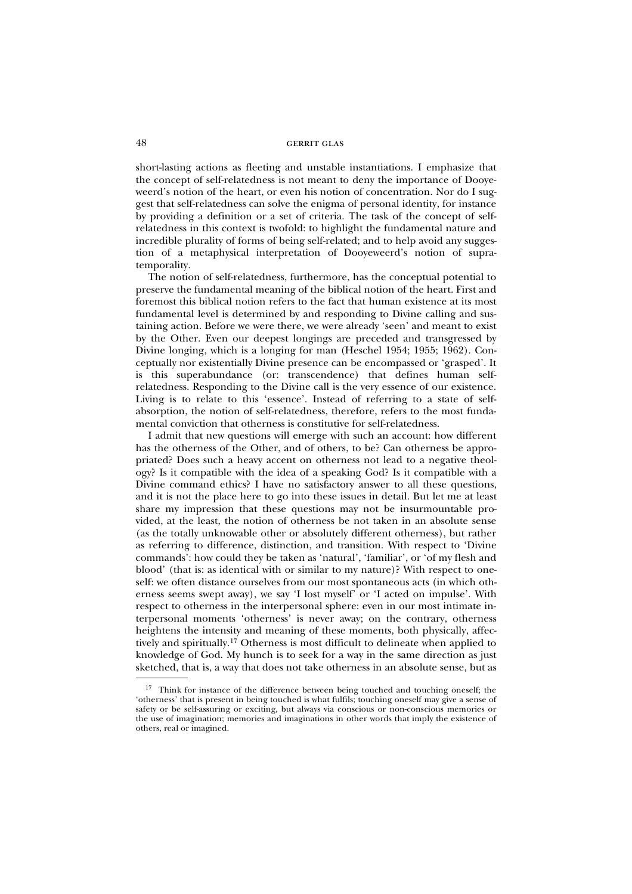short-lasting actions as fleeting and unstable instantiations. I emphasize that the concept of self-relatedness is not meant to deny the importance of Dooyeweerd's notion of the heart, or even his notion of concentration. Nor do I suggest that self-relatedness can solve the enigma of personal identity, for instance by providing a definition or a set of criteria. The task of the concept of self-relatedness in this context is twofold: to highlight the fundamental nature and incredible plurality of forms of being self-related; and to help avoid any suggestion of a metaphysical interpretation of Dooyeweerd's notion of supratemporality.

The notion of self-relatedness, furthermore, has the conceptual potential to preserve the fundamental meaning of the biblical notion of the heart. First and foremost this biblical notion refers to the fact that human existence at its most fundamental level is determined by and responding to Divine calling and sustaining action. Before we were there, we were already 'seen' and meant to exist by the Other. Even our deepest longings are preceded and transgressed by Divine longing, which is a longing for man (Heschel 1954; 1955; 1962). Conceptually nor existentially Divine presence can be encompassed or 'grasped'. It is this superabundance (or: transcendence) that defines human self-relatedness. Responding to the Divine call is the very essence of our existence. Living is to relate to this 'essence'. Instead of referring to a state of self-absorption, the notion of self-relatedness, therefore, refers to the most fundamental conviction that otherness is constitutive for self-relatedness.

I admit that new questions will emerge with such an account: how different has the otherness of the Other, and of others, to be? Can otherness be appropriated? Does such a heavy accent on otherness not lead to a negative theology? Is it compatible with the idea of a speaking God? Is it compatible with a Divine command ethics? I have no satisfactory answer to all these questions, and it is not the place here to go into these issues in detail. But let me at least share my impression that these questions may not be insurmountable provided, at the least, the notion of otherness be not taken in an absolute sense (as the totally unknowable other or absolutely different otherness), but rather as referring to difference, distinction, and transition. With respect to 'Divine commands': how could they be taken as 'natural', 'familiar', or 'of my flesh and blood' (that is: as identical with or similar to my nature)? With respect to oneself: we often distance ourselves from our most spontaneous acts (in which otherness seems swept away), we say 'I lost myself' or 'I acted on impulse'. With respect to otherness in the interpersonal sphere: even in our most intimate interpersonal moments 'otherness' is never away; on the contrary, otherness heightens the intensity and meaning of these moments, both physically, affectively and spiritually.[17] Otherness is most difficult to delineate when applied to knowledge of God. My hunch is to seek for a way in the same direction as just sketched, that is, a way that does not take otherness in an absolute sense, but as

---

[17] Think for instance of the difference between being touched and touching oneself; the 'otherness' that is present in being touched is what fulfils; touching oneself may give a sense of safety or be self-assuring or exciting, but always via conscious or non-conscious memories or the use of imagination; memories and imaginations in other words that imply the existence of others, real or imagined.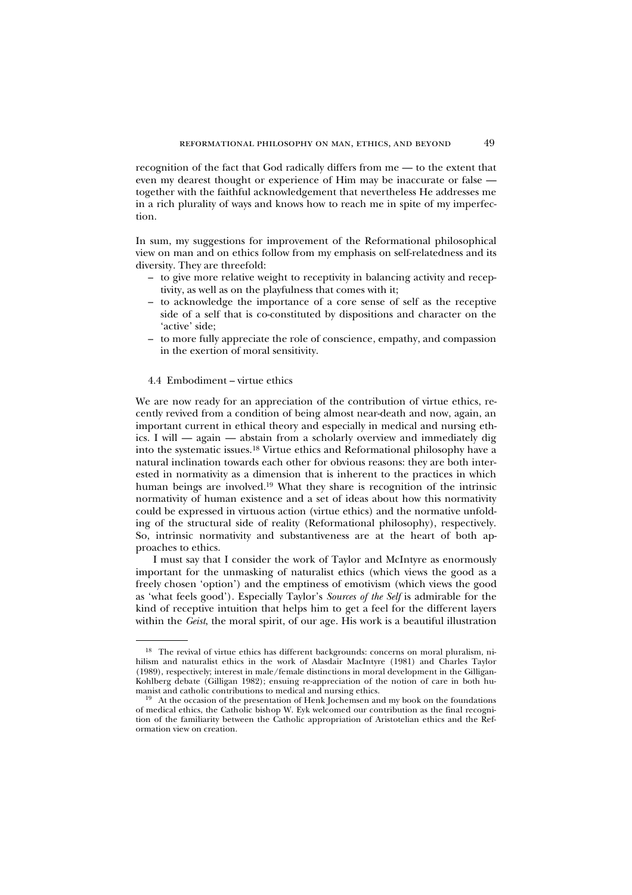recognition of the fact that God radically differs from me — to the extent that even my dearest thought or experience of Him may be inaccurate or false — together with the faithful acknowledgement that nevertheless He addresses me in a rich plurality of ways and knows how to reach me in spite of my imperfection.

In sum, my suggestions for improvement of the Reformational philosophical view on man and on ethics follow from my emphasis on self-relatedness and its diversity. They are threefold:

- to give more relative weight to receptivity in balancing activity and receptivity, as well as on the playfulness that comes with it;
- to acknowledge the importance of a core sense of self as the receptive side of a self that is co-constituted by dispositions and character on the 'active' side;
- to more fully appreciate the role of conscience, empathy, and compassion in the exertion of moral sensitivity.

### 4.4 Embodiment – virtue ethics

We are now ready for an appreciation of the contribution of virtue ethics, recently revived from a condition of being almost near-death and now, again, an important current in ethical theory and especially in medical and nursing ethics. I will — again — abstain from a scholarly overview and immediately dig into the systematic issues.[18] Virtue ethics and Reformational philosophy have a natural inclination towards each other for obvious reasons: they are both interested in normativity as a dimension that is inherent to the practices in which human beings are involved.[19] What they share is recognition of the intrinsic normativity of human existence and a set of ideas about how this normativity could be expressed in virtuous action (virtue ethics) and the normative unfolding of the structural side of reality (Reformational philosophy), respectively. So, intrinsic normativity and substantiveness are at the heart of both approaches to ethics.

I must say that I consider the work of Taylor and McIntyre as enormously important for the unmasking of naturalist ethics (which views the good as a freely chosen 'option') and the emptiness of emotivism (which views the good as 'what feels good'). Especially Taylor's *Sources of the Self* is admirable for the kind of receptive intuition that helps him to get a feel for the different layers within the *Geist*, the moral spirit, of our age. His work is a beautiful illustration

---

[18] The revival of virtue ethics has different backgrounds: concerns on moral pluralism, nihilism and naturalist ethics in the work of Alasdair MacIntyre (1981) and Charles Taylor (1989), respectively; interest in male/female distinctions in moral development in the Gilligan-Kohlberg debate (Gilligan 1982); ensuing re-appreciation of the notion of care in both humanist and catholic contributions to medical and nursing ethics.

[19] At the occasion of the presentation of Henk Jochemsen and my book on the foundations of medical ethics, the Catholic bishop W. Eyk welcomed our contribution as the final recognition of the familiarity between the Catholic appropriation of Aristotelian ethics and the Reformation view on creation.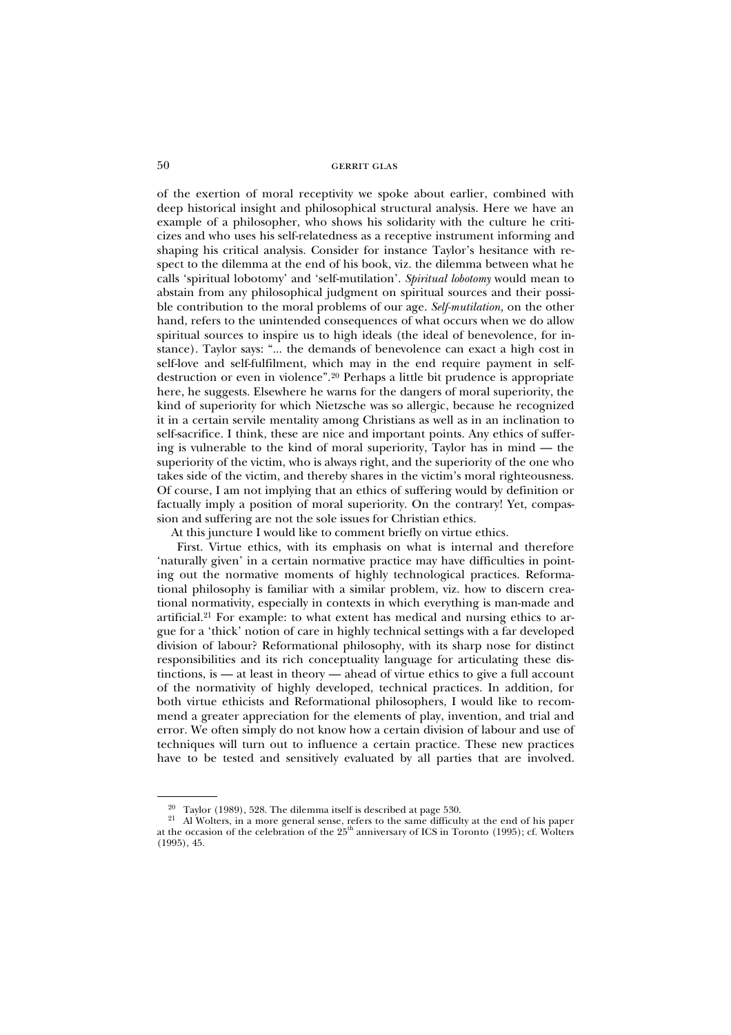of the exertion of moral receptivity we spoke about earlier, combined with deep historical insight and philosophical structural analysis. Here we have an example of a philosopher, who shows his solidarity with the culture he criticizes and who uses his self-relatedness as a receptive instrument informing and shaping his critical analysis. Consider for instance Taylor's hesitance with respect to the dilemma at the end of his book, viz. the dilemma between what he calls 'spiritual lobotomy' and 'self-mutilation'. *Spiritual lobotomy* would mean to abstain from any philosophical judgment on spiritual sources and their possible contribution to the moral problems of our age. *Self-mutilation,* on the other hand, refers to the unintended consequences of what occurs when we do allow spiritual sources to inspire us to high ideals (the ideal of benevolence, for instance). Taylor says: "... the demands of benevolence can exact a high cost in self-love and self-fulfilment, which may in the end require payment in self-destruction or even in violence".[20] Perhaps a little bit prudence is appropriate here, he suggests. Elsewhere he warns for the dangers of moral superiority, the kind of superiority for which Nietzsche was so allergic, because he recognized it in a certain servile mentality among Christians as well as in an inclination to self-sacrifice. I think, these are nice and important points. Any ethics of suffering is vulnerable to the kind of moral superiority, Taylor has in mind — the superiority of the victim, who is always right, and the superiority of the one who takes side of the victim, and thereby shares in the victim's moral righteousness. Of course, I am not implying that an ethics of suffering would by definition or factually imply a position of moral superiority. On the contrary! Yet, compassion and suffering are not the sole issues for Christian ethics.

At this juncture I would like to comment briefly on virtue ethics.

First. Virtue ethics, with its emphasis on what is internal and therefore 'naturally given' in a certain normative practice may have difficulties in pointing out the normative moments of highly technological practices. Reformational philosophy is familiar with a similar problem, viz. how to discern creational normativity, especially in contexts in which everything is man-made and artificial.[21] For example: to what extent has medical and nursing ethics to argue for a 'thick' notion of care in highly technical settings with a far developed division of labour? Reformational philosophy, with its sharp nose for distinct responsibilities and its rich conceptuality language for articulating these distinctions, is — at least in theory — ahead of virtue ethics to give a full account of the normativity of highly developed, technical practices. In addition, for both virtue ethicists and Reformational philosophers, I would like to recommend a greater appreciation for the elements of play, invention, and trial and error. We often simply do not know how a certain division of labour and use of techniques will turn out to influence a certain practice. These new practices have to be tested and sensitively evaluated by all parties that are involved.

---

[20] Taylor (1989), 528. The dilemma itself is described at page 530.

[21] Al Wolters, in a more general sense, refers to the same difficulty at the end of his paper at the occasion of the celebration of the 25th anniversary of ICS in Toronto (1995); cf. Wolters (1995), 45.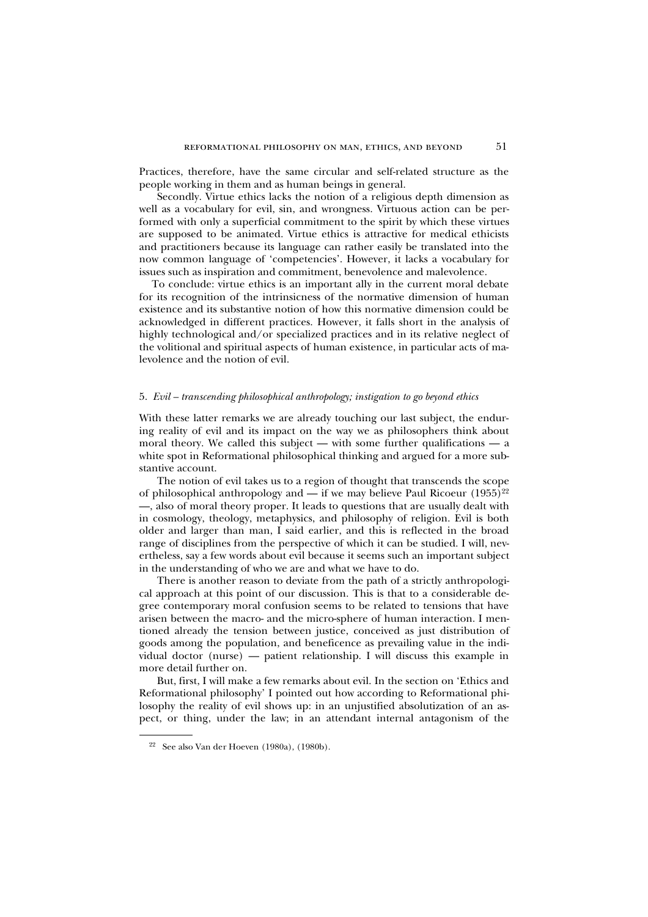Practices, therefore, have the same circular and self-related structure as the people working in them and as human beings in general.

Secondly. Virtue ethics lacks the notion of a religious depth dimension as well as a vocabulary for evil, sin, and wrongness. Virtuous action can be performed with only a superficial commitment to the spirit by which these virtues are supposed to be animated. Virtue ethics is attractive for medical ethicists and practitioners because its language can rather easily be translated into the now common language of 'competencies'. However, it lacks a vocabulary for issues such as inspiration and commitment, benevolence and malevolence.

To conclude: virtue ethics is an important ally in the current moral debate for its recognition of the intrinsicness of the normative dimension of human existence and its substantive notion of how this normative dimension could be acknowledged in different practices. However, it falls short in the analysis of highly technological and/or specialized practices and in its relative neglect of the volitional and spiritual aspects of human existence, in particular acts of malevolence and the notion of evil.

## 5. *Evil – transcending philosophical anthropology; instigation to go beyond ethics*

With these latter remarks we are already touching our last subject, the enduring reality of evil and its impact on the way we as philosophers think about moral theory. We called this subject — with some further qualifications — a white spot in Reformational philosophical thinking and argued for a more substantive account.

The notion of evil takes us to a region of thought that transcends the scope of philosophical anthropology and — if we may believe Paul Ricoeur (1955)[22] —, also of moral theory proper. It leads to questions that are usually dealt with in cosmology, theology, metaphysics, and philosophy of religion. Evil is both older and larger than man, I said earlier, and this is reflected in the broad range of disciplines from the perspective of which it can be studied. I will, nevertheless, say a few words about evil because it seems such an important subject in the understanding of who we are and what we have to do.

There is another reason to deviate from the path of a strictly anthropological approach at this point of our discussion. This is that to a considerable degree contemporary moral confusion seems to be related to tensions that have arisen between the macro- and the micro-sphere of human interaction. I mentioned already the tension between justice, conceived as just distribution of goods among the population, and beneficence as prevailing value in the individual doctor (nurse) — patient relationship. I will discuss this example in more detail further on.

But, first, I will make a few remarks about evil. In the section on 'Ethics and Reformational philosophy' I pointed out how according to Reformational philosophy the reality of evil shows up: in an unjustified absolutization of an aspect, or thing, under the law; in an attendant internal antagonism of the

[22] See also Van der Hoeven (1980a), (1980b).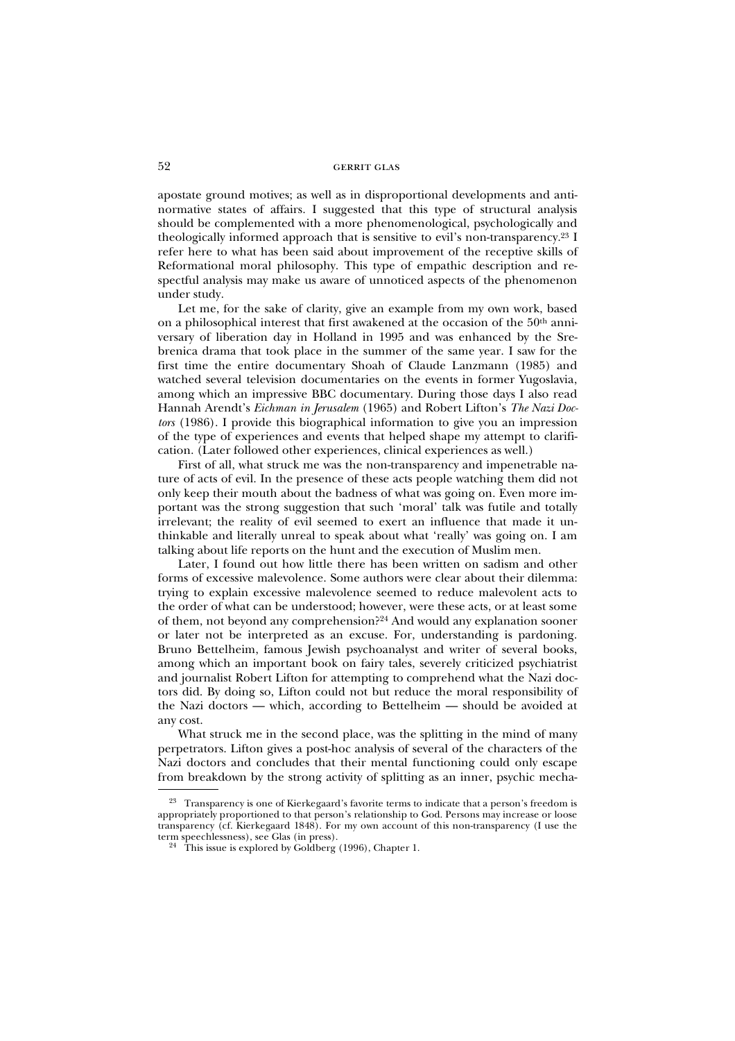apostate ground motives; as well as in disproportional developments and anti-normative states of affairs. I suggested that this type of structural analysis should be complemented with a more phenomenological, psychologically and theologically informed approach that is sensitive to evil's non-transparency.[23] I refer here to what has been said about improvement of the receptive skills of Reformational moral philosophy. This type of empathic description and respectful analysis may make us aware of unnoticed aspects of the phenomenon under study.

Let me, for the sake of clarity, give an example from my own work, based on a philosophical interest that first awakened at the occasion of the 50th anniversary of liberation day in Holland in 1995 and was enhanced by the Srebrenica drama that took place in the summer of the same year. I saw for the first time the entire documentary Shoah of Claude Lanzmann (1985) and watched several television documentaries on the events in former Yugoslavia, among which an impressive BBC documentary. During those days I also read Hannah Arendt's *Eichman in Jerusalem* (1965) and Robert Lifton's *The Nazi Doctors* (1986). I provide this biographical information to give you an impression of the type of experiences and events that helped shape my attempt to clarification. (Later followed other experiences, clinical experiences as well.)

First of all, what struck me was the non-transparency and impenetrable nature of acts of evil. In the presence of these acts people watching them did not only keep their mouth about the badness of what was going on. Even more important was the strong suggestion that such 'moral' talk was futile and totally irrelevant; the reality of evil seemed to exert an influence that made it unthinkable and literally unreal to speak about what 'really' was going on. I am talking about life reports on the hunt and the execution of Muslim men.

Later, I found out how little there has been written on sadism and other forms of excessive malevolence. Some authors were clear about their dilemma: trying to explain excessive malevolence seemed to reduce malevolent acts to the order of what can be understood; however, were these acts, or at least some of them, not beyond any comprehension?[24] And would any explanation sooner or later not be interpreted as an excuse. For, understanding is pardoning. Bruno Bettelheim, famous Jewish psychoanalyst and writer of several books, among which an important book on fairy tales, severely criticized psychiatrist and journalist Robert Lifton for attempting to comprehend what the Nazi doctors did. By doing so, Lifton could not but reduce the moral responsibility of the Nazi doctors — which, according to Bettelheim — should be avoided at any cost.

What struck me in the second place, was the splitting in the mind of many perpetrators. Lifton gives a post-hoc analysis of several of the characters of the Nazi doctors and concludes that their mental functioning could only escape from breakdown by the strong activity of splitting as an inner, psychic mecha-

---

[23] Transparency is one of Kierkegaard's favorite terms to indicate that a person's freedom is appropriately proportioned to that person's relationship to God. Persons may increase or loose transparency (cf. Kierkegaard 1848). For my own account of this non-transparency (I use the term speechlessness), see Glas (in press).

[24] This issue is explored by Goldberg (1996), Chapter 1.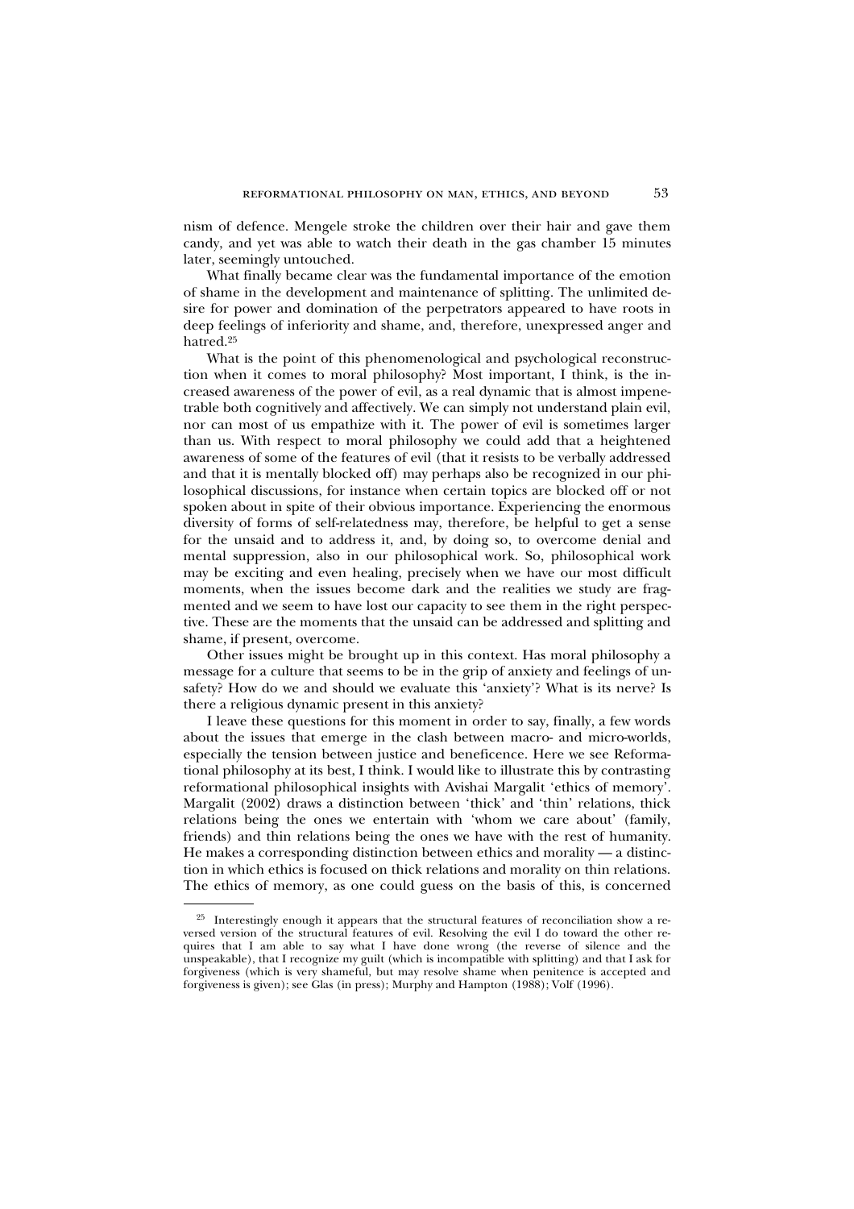nism of defence. Mengele stroke the children over their hair and gave them candy, and yet was able to watch their death in the gas chamber 15 minutes later, seemingly untouched.

What finally became clear was the fundamental importance of the emotion of shame in the development and maintenance of splitting. The unlimited desire for power and domination of the perpetrators appeared to have roots in deep feelings of inferiority and shame, and, therefore, unexpressed anger and hatred.[25]

What is the point of this phenomenological and psychological reconstruction when it comes to moral philosophy? Most important, I think, is the increased awareness of the power of evil, as a real dynamic that is almost impenetrable both cognitively and affectively. We can simply not understand plain evil, nor can most of us empathize with it. The power of evil is sometimes larger than us. With respect to moral philosophy we could add that a heightened awareness of some of the features of evil (that it resists to be verbally addressed and that it is mentally blocked off) may perhaps also be recognized in our philosophical discussions, for instance when certain topics are blocked off or not spoken about in spite of their obvious importance. Experiencing the enormous diversity of forms of self-relatedness may, therefore, be helpful to get a sense for the unsaid and to address it, and, by doing so, to overcome denial and mental suppression, also in our philosophical work. So, philosophical work may be exciting and even healing, precisely when we have our most difficult moments, when the issues become dark and the realities we study are fragmented and we seem to have lost our capacity to see them in the right perspective. These are the moments that the unsaid can be addressed and splitting and shame, if present, overcome.

Other issues might be brought up in this context. Has moral philosophy a message for a culture that seems to be in the grip of anxiety and feelings of unsafety? How do we and should we evaluate this 'anxiety'? What is its nerve? Is there a religious dynamic present in this anxiety?

I leave these questions for this moment in order to say, finally, a few words about the issues that emerge in the clash between macro- and micro-worlds, especially the tension between justice and beneficence. Here we see Reformational philosophy at its best, I think. I would like to illustrate this by contrasting reformational philosophical insights with Avishai Margalit 'ethics of memory'. Margalit (2002) draws a distinction between 'thick' and 'thin' relations, thick relations being the ones we entertain with 'whom we care about' (family, friends) and thin relations being the ones we have with the rest of humanity. He makes a corresponding distinction between ethics and morality — a distinction in which ethics is focused on thick relations and morality on thin relations. The ethics of memory, as one could guess on the basis of this, is concerned

---

[25] Interestingly enough it appears that the structural features of reconciliation show a reversed version of the structural features of evil. Resolving the evil I do toward the other requires that I am able to say what I have done wrong (the reverse of silence and the unspeakable), that I recognize my guilt (which is incompatible with splitting) and that I ask for forgiveness (which is very shameful, but may resolve shame when penitence is accepted and forgiveness is given); see Glas (in press); Murphy and Hampton (1988); Volf (1996).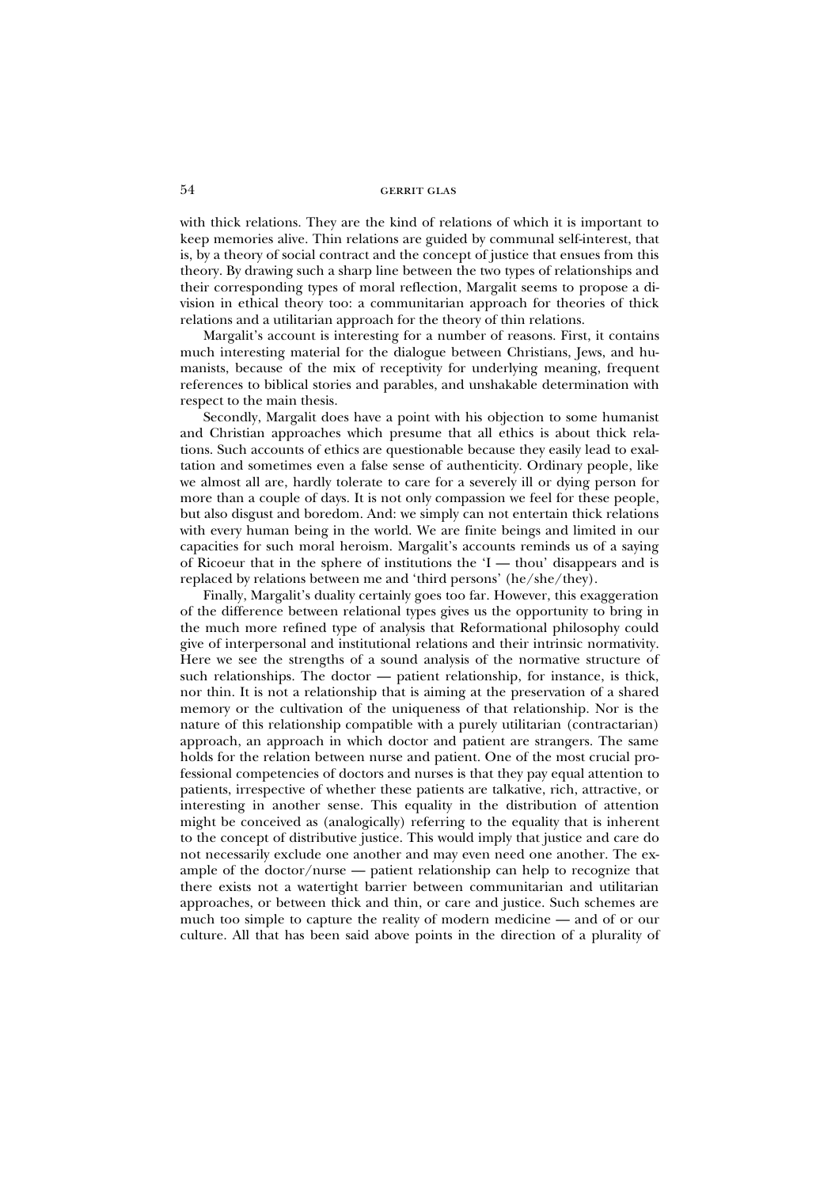with thick relations. They are the kind of relations of which it is important to keep memories alive. Thin relations are guided by communal self-interest, that is, by a theory of social contract and the concept of justice that ensues from this theory. By drawing such a sharp line between the two types of relationships and their corresponding types of moral reflection, Margalit seems to propose a division in ethical theory too: a communitarian approach for theories of thick relations and a utilitarian approach for the theory of thin relations.

Margalit's account is interesting for a number of reasons. First, it contains much interesting material for the dialogue between Christians, Jews, and humanists, because of the mix of receptivity for underlying meaning, frequent references to biblical stories and parables, and unshakable determination with respect to the main thesis.

Secondly, Margalit does have a point with his objection to some humanist and Christian approaches which presume that all ethics is about thick relations. Such accounts of ethics are questionable because they easily lead to exaltation and sometimes even a false sense of authenticity. Ordinary people, like we almost all are, hardly tolerate to care for a severely ill or dying person for more than a couple of days. It is not only compassion we feel for these people, but also disgust and boredom. And: we simply can not entertain thick relations with every human being in the world. We are finite beings and limited in our capacities for such moral heroism. Margalit's accounts reminds us of a saying of Ricoeur that in the sphere of institutions the 'I — thou' disappears and is replaced by relations between me and 'third persons' (he/she/they).

Finally, Margalit's duality certainly goes too far. However, this exaggeration of the difference between relational types gives us the opportunity to bring in the much more refined type of analysis that Reformational philosophy could give of interpersonal and institutional relations and their intrinsic normativity. Here we see the strengths of a sound analysis of the normative structure of such relationships. The doctor — patient relationship, for instance, is thick, nor thin. It is not a relationship that is aiming at the preservation of a shared memory or the cultivation of the uniqueness of that relationship. Nor is the nature of this relationship compatible with a purely utilitarian (contractarian) approach, an approach in which doctor and patient are strangers. The same holds for the relation between nurse and patient. One of the most crucial professional competencies of doctors and nurses is that they pay equal attention to patients, irrespective of whether these patients are talkative, rich, attractive, or interesting in another sense. This equality in the distribution of attention might be conceived as (analogically) referring to the equality that is inherent to the concept of distributive justice. This would imply that justice and care do not necessarily exclude one another and may even need one another. The example of the doctor/nurse — patient relationship can help to recognize that there exists not a watertight barrier between communitarian and utilitarian approaches, or between thick and thin, or care and justice. Such schemes are much too simple to capture the reality of modern medicine — and of or our culture. All that has been said above points in the direction of a plurality of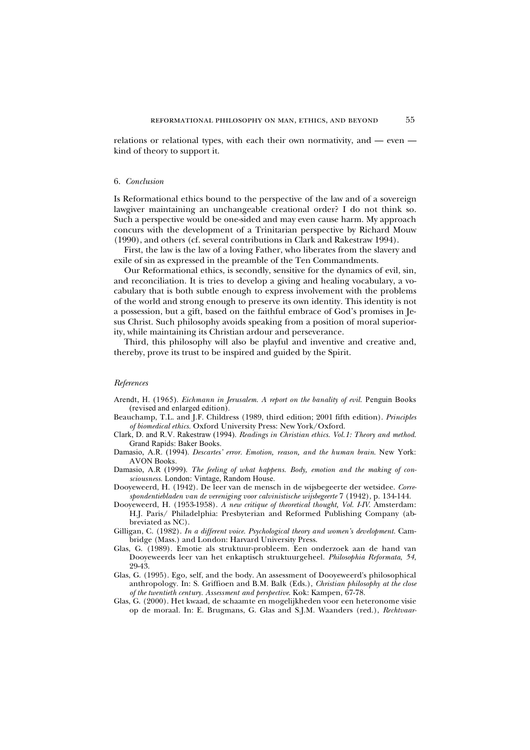relations or relational types, with each their own normativity, and — even — kind of theory to support it.

## 6. *Conclusion*

Is Reformational ethics bound to the perspective of the law and of a sovereign lawgiver maintaining an unchangeable creational order? I do not think so. Such a perspective would be one-sided and may even cause harm. My approach concurs with the development of a Trinitarian perspective by Richard Mouw (1990), and others (cf. several contributions in Clark and Rakestraw 1994).

First, the law is the law of a loving Father, who liberates from the slavery and exile of sin as expressed in the preamble of the Ten Commandments.

Our Reformational ethics, is secondly, sensitive for the dynamics of evil, sin, and reconciliation. It is tries to develop a giving and healing vocabulary, a vocabulary that is both subtle enough to express involvement with the problems of the world and strong enough to preserve its own identity. This identity is not a possession, but a gift, based on the faithful embrace of God's promises in Jesus Christ. Such philosophy avoids speaking from a position of moral superiority, while maintaining its Christian ardour and perseverance.

Third, this philosophy will also be playful and inventive and creative and, thereby, prove its trust to be inspired and guided by the Spirit.

### *References*

Arendt, H. (1965). *Eichmann in Jerusalem. A report on the banality of evil.* Penguin Books (revised and enlarged edition).

Beauchamp, T.L. and J.F. Childress (1989, third edition; 2001 fifth edition). *Principles of biomedical ethics.* Oxford University Press: New York/Oxford.

Clark, D. and R.V. Rakestraw (1994). *Readings in Christian ethics. Vol.1: Theory and method.* Grand Rapids: Baker Books.

Damasio, A.R. (1994). *Descartes' error. Emotion, reason, and the human brain.* New York: AVON Books.

Damasio, A.R (1999). *The feeling of what happens. Body, emotion and the making of consciousness.* London: Vintage, Random House.

Dooyeweerd, H. (1942). De leer van de mensch in de wijsbegeerte der wetsidee. *Correspondentiebladen van de vereniging voor calvinistische wijsbegeerte* 7 (1942), p. 134-144.

Dooyeweerd, H. (1953-1958). *A new critique of theoretical thought, Vol. I-IV.* Amsterdam: H.J. Paris/ Philadelphia: Presbyterian and Reformed Publishing Company (abbreviated as NC).

Gilligan, C. (1982). *In a different voice. Psychological theory and women's development.* Cambridge (Mass.) and London: Harvard University Press.

Glas, G. (1989). Emotie als struktuur-probleem. Een onderzoek aan de hand van Dooyeweerds leer van het enkaptisch struktuurgeheel. *Philosophia Reformata*, *54*, 29-43.

Glas, G. (1995). Ego, self, and the body. An assessment of Dooyeweerd's philosophical anthropology. In: S. Griffioen and B.M. Balk (Eds.), *Christian philosophy at the close of the twentieth century. Assessment and perspective.* Kok: Kampen, 67-78.

Glas, G. (2000). Het kwaad, de schaamte en mogelijkheden voor een heteronome visie op de moraal. In: E. Brugmans, G. Glas and S.J.M. Waanders (red.), *Rechtvaar-*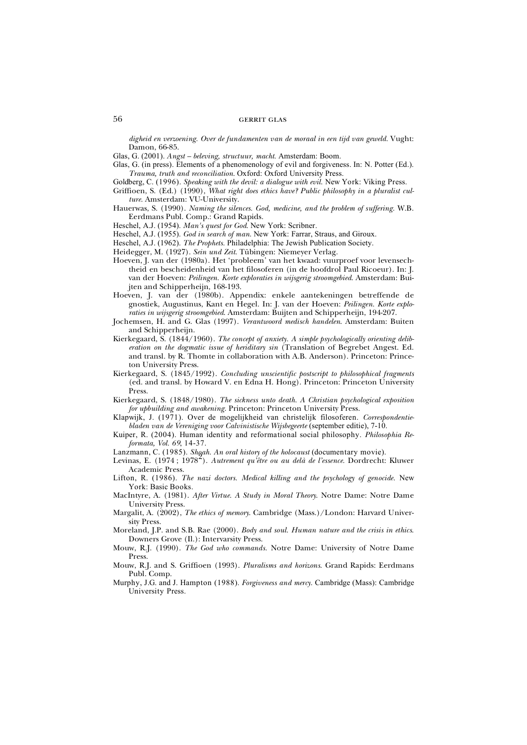*digheid en verzoening. Over de fundamenten van de moraal in een tijd van geweld*. Vught: Damon, 66-85.

Glas, G. (2001). *Angst – beleving, structuur, macht.* Amsterdam: Boom.

Glas, G. (in press). Elements of a phenomenology of evil and forgiveness. In: N. Potter (Ed.). *Trauma, truth and reconciliation*. Oxford: Oxford University Press.

Goldberg, C. (1996). *Speaking with the devil: a dialogue with evil.* New York: Viking Press.

Griffioen, S. (Ed.) (1990), *What right does ethics have? Public philosophy in a pluralist culture.* Amsterdam: VU-University.

Hauerwas, S. (1990). *Naming the silences. God, medicine, and the problem of suffering.* W.B. Eerdmans Publ. Comp.: Grand Rapids.

Heschel, A.J. (1954). *Man's quest for God*. New York: Scribner.

Heschel, A.J. (1955). *God in search of man*. New York: Farrar, Straus, and Giroux.

Heschel, A.J. (1962). *The Prophets*. Philadelphia: The Jewish Publication Society.

Heidegger, M. (1927). *Sein und Zeit*. Tübingen: Niemeyer Verlag.

Hoeven, J. van der (1980a). Het 'probleem' van het kwaad: vuurproef voor levensechtheid en bescheidenheid van het filosoferen (in de hoofdrol Paul Ricoeur). In: J. van der Hoeven: *Peilingen. Korte exploraties in wijsgerig stroomgebied*. Amsterdam: Buijten and Schipperheijn, 168-193.

Hoeven, J. van der (1980b). Appendix: enkele aantekeningen betreffende de gnostiek, Augustinus, Kant en Hegel. In: J. van der Hoeven: *Peilingen. Korte exploraties in wijsgerig stroomgebied*. Amsterdam: Buijten and Schipperheijn, 194-207.

Jochemsen, H. and G. Glas (1997). *Verantwoord medisch handelen*. Amsterdam: Buiten and Schipperheijn.

Kierkegaard, S. (1844/1960). *The concept of anxiety. A simple psychologically orienting deliberation on the dogmatic issue of heriditary sin* (Translation of Begrebet Angest. Ed. and transl. by R. Thomte in collaboration with A.B. Anderson). Princeton: Princeton University Press.

Kierkegaard, S. (1845/1992). *Concluding unscientific postscript to philosophical fragments* (ed. and transl. by Howard V. en Edna H. Hong). Princeton: Princeton University Press.

Kierkegaard, S. (1848/1980). *The sickness unto death. A Christian psychological exposition for upbuilding and awakening.* Princeton: Princeton University Press.

Klapwijk, J. (1971). Over de mogelijkheid van christelijk filosoferen. *Correspondentiebladen van de Vereniging voor Calvinistische Wijsbegeerte* (september editie), 7-10.

Kuiper, R. (2004). Human identity and reformational social philosophy. *Philosophia Reformata, Vol. 69*, 14-37.

Lanzmann, C. (1985). *Shoah. An oral history of the holocaust* (documentary movie).

Levinas, E. (1974 ; 1978²). *Autrement qu'être ou au delà de l'essence*. Dordrecht: Kluwer Academic Press.

Lifton, R. (1986). *The nazi doctors. Medical killing and the psychology of genocide.* New York: Basic Books.

MacIntyre, A. (1981). *After Virtue. A Study in Moral Theory.* Notre Dame: Notre Dame University Press.

Margalit, A. (2002), *The ethics of memory*. Cambridge (Mass.)/London: Harvard University Press.

Moreland, J.P. and S.B. Rae (2000). *Body and soul. Human nature and the crisis in ethics*. Downers Grove (Il.): Intervarsity Press.

Mouw, R.J. (1990). *The God who commands.* Notre Dame: University of Notre Dame Press.

Mouw, R.J. and S. Griffioen (1993). *Pluralisms and horizons*. Grand Rapids: Eerdmans Publ. Comp.

Murphy, J.G. and J. Hampton (1988). *Forgiveness and mercy.* Cambridge (Mass): Cambridge University Press.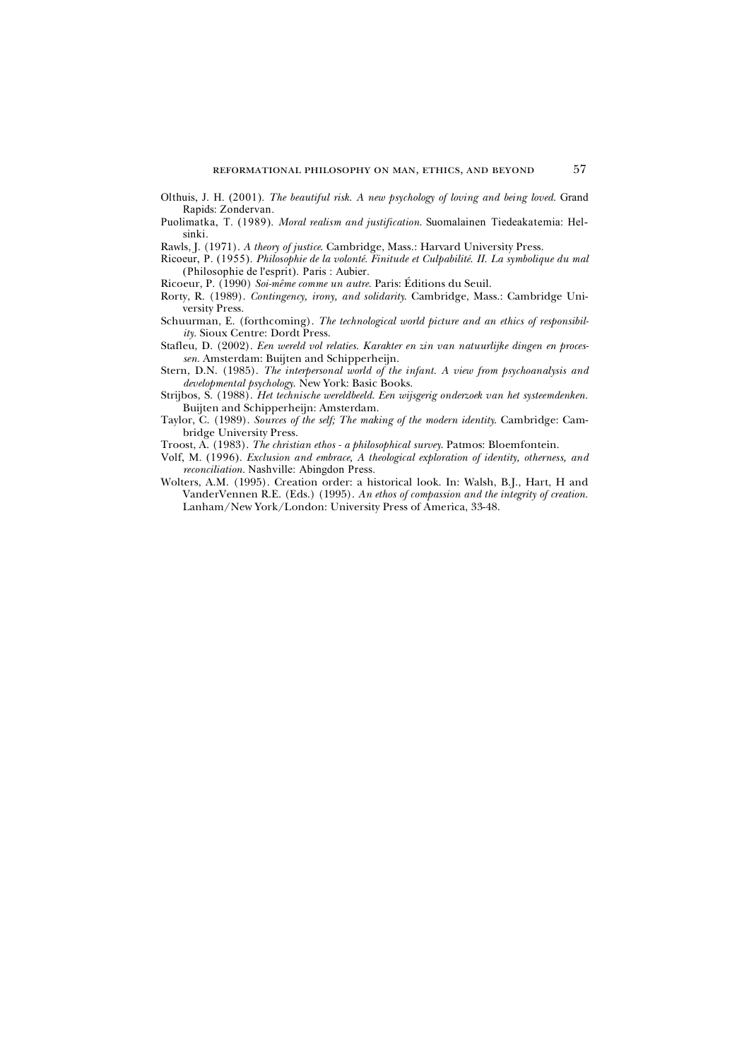Olthuis, J. H. (2001). *The beautiful risk. A new psychology of loving and being loved*. Grand Rapids: Zondervan.

Puolimatka, T. (1989). *Moral realism and justification*. Suomalainen Tiedeakatemia: Helsinki.

Rawls, J. (1971). *A theory of justice*. Cambridge, Mass.: Harvard University Press.

Ricoeur, P. (1955). *Philosophie de la volonté. Finitude et Culpabilité. II. La symbolique du mal* (Philosophie de l'esprit). Paris : Aubier.

Ricoeur, P. (1990) *Soi-même comme un autre*. Paris: Éditions du Seuil.

Rorty, R. (1989). *Contingency, irony, and solidarity*. Cambridge, Mass.: Cambridge University Press.

Schuurman, E. (forthcoming). *The technological world picture and an ethics of responsibility*. Sioux Centre: Dordt Press.

Stafleu, D. (2002). *Een wereld vol relaties. Karakter en zin van natuurlijke dingen en processen*. Amsterdam: Buijten and Schipperheijn.

Stern, D.N. (1985). *The interpersonal world of the infant. A view from psychoanalysis and developmental psychology*. New York: Basic Books.

Strijbos, S. (1988). *Het technische wereldbeeld. Een wijsgerig onderzoek van het systeemdenken*. Buijten and Schipperheijn: Amsterdam.

Taylor, C. (1989). *Sources of the self; The making of the modern identity*. Cambridge: Cambridge University Press.

Troost, A. (1983). *The christian ethos - a philosophical survey*. Patmos: Bloemfontein.

Volf, M. (1996). *Exclusion and embrace, A theological exploration of identity, otherness, and reconciliation*. Nashville: Abingdon Press.

Wolters, A.M. (1995). Creation order: a historical look. In: Walsh, B.J., Hart, H and VanderVennen R.E. (Eds.) (1995). *An ethos of compassion and the integrity of creation*. Lanham/New York/London: University Press of America, 33-48.